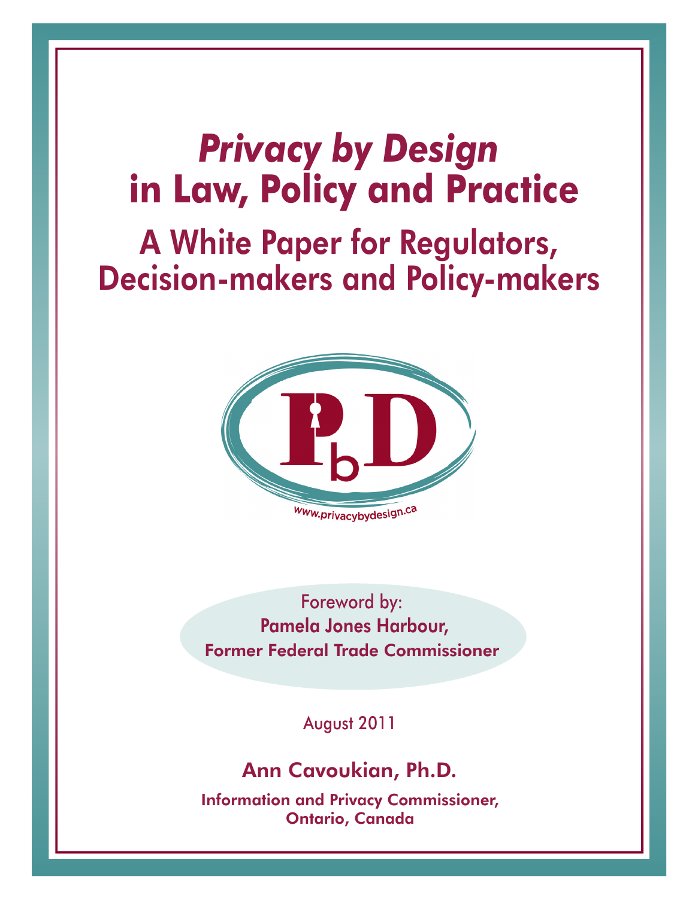# *Privacy by Design* in Law, Policy and Practice

## A White Paper for Regulators, Decision-makers and Policy-makers

www.privacybydesign.ca

Foreword by:
**Pamela Jones Harbour,**
**Former Federal Trade Commissioner**

August 2011

**Ann Cavoukian, Ph.D.**

**Information and Privacy Commissioner, Ontario, Canada**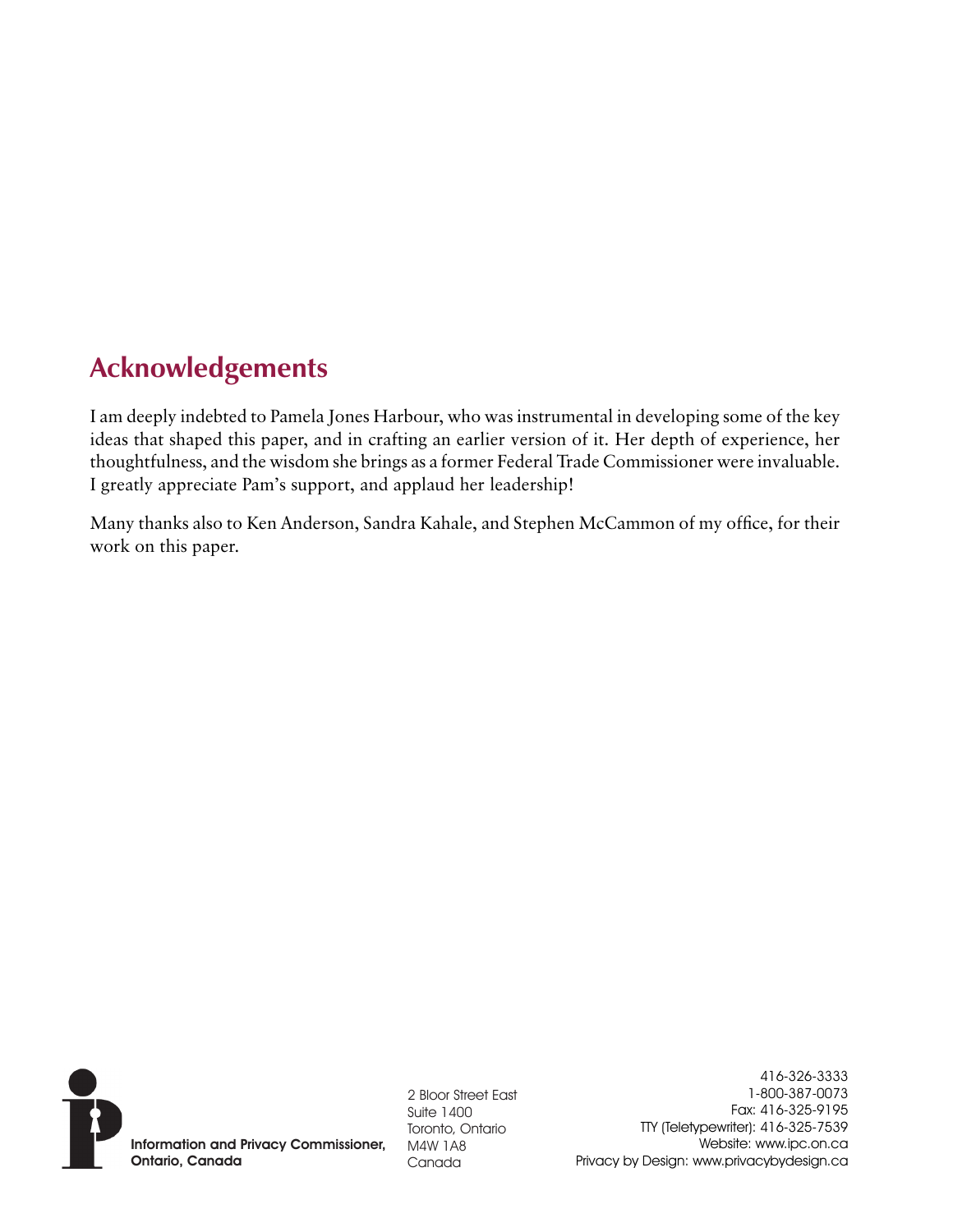## Acknowledgements

I am deeply indebted to Pamela Jones Harbour, who was instrumental in developing some of the key ideas that shaped this paper, and in crafting an earlier version of it. Her depth of experience, her thoughtfulness, and the wisdom she brings as a former Federal Trade Commissioner were invaluable. I greatly appreciate Pam's support, and applaud her leadership!

Many thanks also to Ken Anderson, Sandra Kahale, and Stephen McCammon of my office, for their work on this paper.

**Information and Privacy Commissioner,**
**Ontario, Canada**

2 Bloor Street East
Suite 1400
Toronto, Ontario
M4W 1A8
Canada

416-326-3333
1-800-387-0073
Fax: 416-325-9195
TTY (Teletypewriter): 416-325-7539
Website: www.ipc.on.ca
Privacy by Design: www.privacybydesign.ca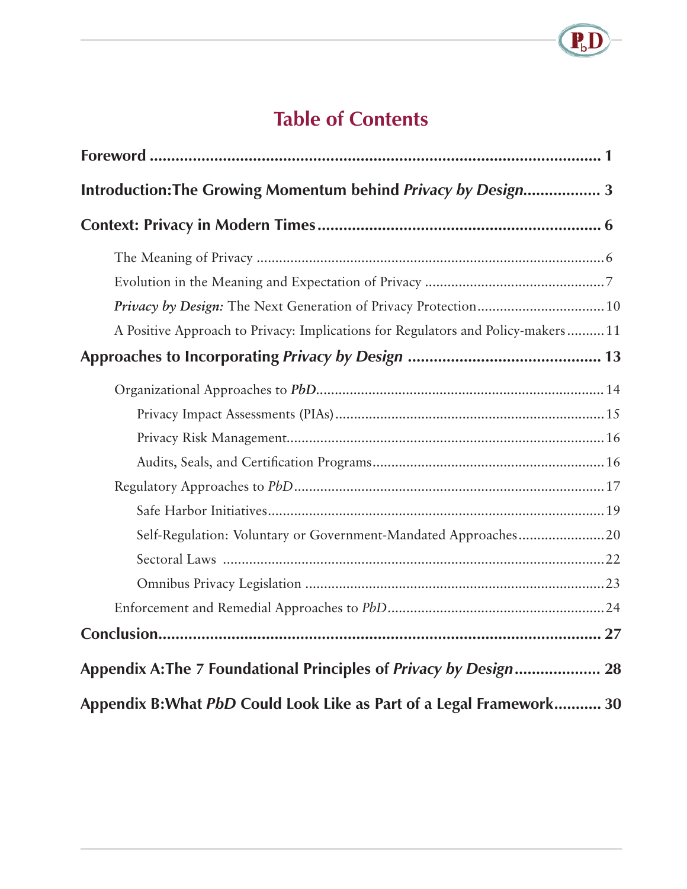# Table of Contents

**Foreword** ........................................................................................... 1

**Introduction: The Growing Momentum behind *Privacy by Design*** ................. 3

**Context: Privacy in Modern Times** ................................................................ 6

- The Meaning of Privacy .......................................................................................... 6
- Evolution in the Meaning and Expectation of Privacy .............................................. 7
- ***Privacy by Design:*** The Next Generation of Privacy Protection ................................. 10
- A Positive Approach to Privacy: Implications for Regulators and Policy-makers .......... 11

**Approaches to Incorporating *Privacy by Design*** ............................................ 13

- Organizational Approaches to ***PbD*** ......................................................................... 14
  - Privacy Impact Assessments (PIAs) ...................................................................... 15
  - Privacy Risk Management ................................................................................... 16
  - Audits, Seals, and Certification Programs ............................................................. 16
- Regulatory Approaches to *PbD* ................................................................................. 17
  - Safe Harbor Initiatives ......................................................................................... 19
  - Self-Regulation: Voluntary or Government-Mandated Approaches ........................ 20
  - Sectoral Laws ...................................................................................................... 22
  - Omnibus Privacy Legislation ............................................................................... 23
- Enforcement and Remedial Approaches to *PbD* ........................................................ 24

**Conclusion** ........................................................................................ 27

**Appendix A: The 7 Foundational Principles of *Privacy by Design*** .................... 28

**Appendix B: What *PbD* Could Look Like as Part of a Legal Framework** ........... 30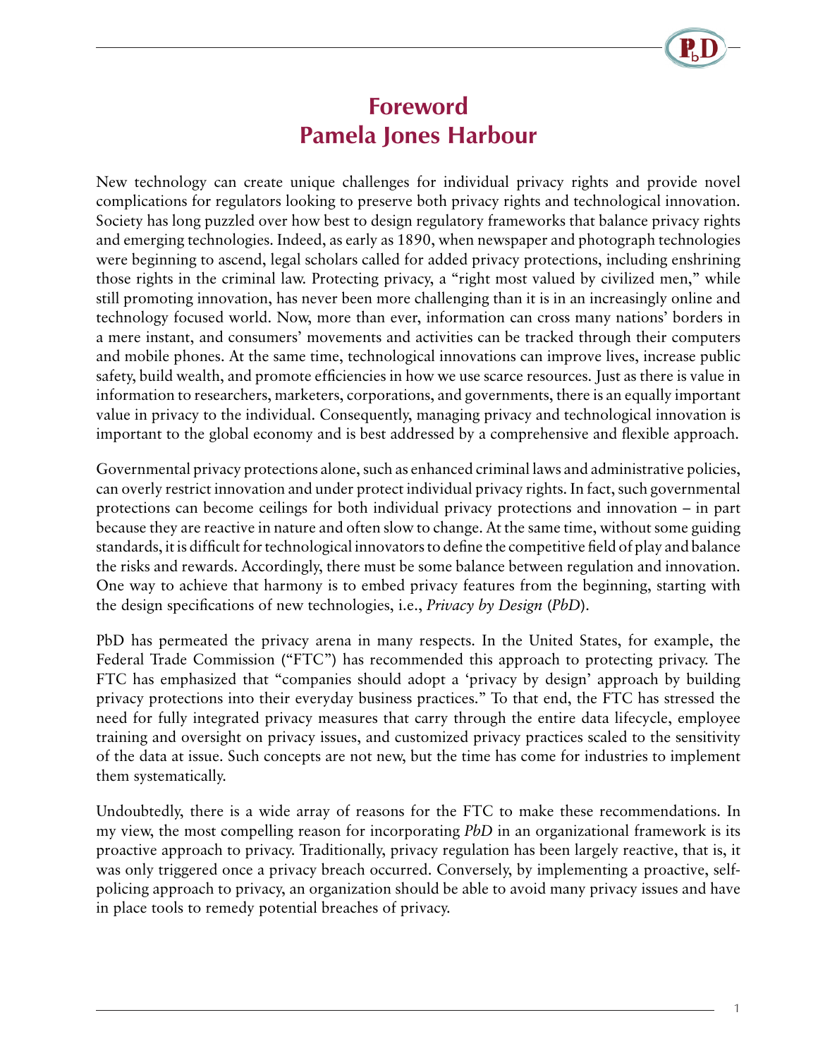# Foreword
# Pamela Jones Harbour

New technology can create unique challenges for individual privacy rights and provide novel complications for regulators looking to preserve both privacy rights and technological innovation. Society has long puzzled over how best to design regulatory frameworks that balance privacy rights and emerging technologies. Indeed, as early as 1890, when newspaper and photograph technologies were beginning to ascend, legal scholars called for added privacy protections, including enshrining those rights in the criminal law. Protecting privacy, a "right most valued by civilized men," while still promoting innovation, has never been more challenging than it is in an increasingly online and technology focused world. Now, more than ever, information can cross many nations' borders in a mere instant, and consumers' movements and activities can be tracked through their computers and mobile phones. At the same time, technological innovations can improve lives, increase public safety, build wealth, and promote efficiencies in how we use scarce resources. Just as there is value in information to researchers, marketers, corporations, and governments, there is an equally important value in privacy to the individual. Consequently, managing privacy and technological innovation is important to the global economy and is best addressed by a comprehensive and flexible approach.

Governmental privacy protections alone, such as enhanced criminal laws and administrative policies, can overly restrict innovation and under protect individual privacy rights. In fact, such governmental protections can become ceilings for both individual privacy protections and innovation – in part because they are reactive in nature and often slow to change. At the same time, without some guiding standards, it is difficult for technological innovators to define the competitive field of play and balance the risks and rewards. Accordingly, there must be some balance between regulation and innovation. One way to achieve that harmony is to embed privacy features from the beginning, starting with the design specifications of new technologies, i.e., *Privacy by Design* (*PbD*).

PbD has permeated the privacy arena in many respects. In the United States, for example, the Federal Trade Commission ("FTC") has recommended this approach to protecting privacy. The FTC has emphasized that "companies should adopt a 'privacy by design' approach by building privacy protections into their everyday business practices." To that end, the FTC has stressed the need for fully integrated privacy measures that carry through the entire data lifecycle, employee training and oversight on privacy issues, and customized privacy practices scaled to the sensitivity of the data at issue. Such concepts are not new, but the time has come for industries to implement them systematically.

Undoubtedly, there is a wide array of reasons for the FTC to make these recommendations. In my view, the most compelling reason for incorporating *PbD* in an organizational framework is its proactive approach to privacy. Traditionally, privacy regulation has been largely reactive, that is, it was only triggered once a privacy breach occurred. Conversely, by implementing a proactive, self-policing approach to privacy, an organization should be able to avoid many privacy issues and have in place tools to remedy potential breaches of privacy.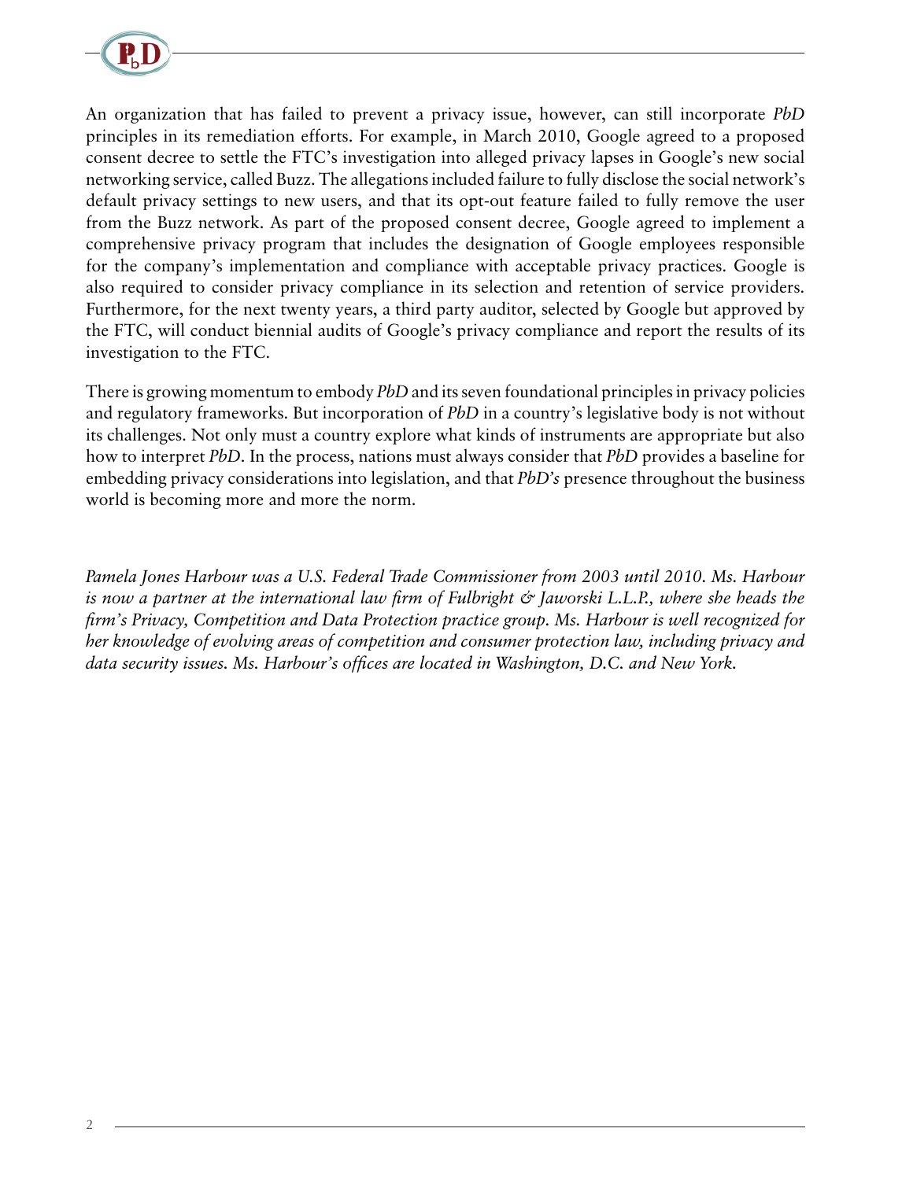An organization that has failed to prevent a privacy issue, however, can still incorporate *PbD* principles in its remediation efforts. For example, in March 2010, Google agreed to a proposed consent decree to settle the FTC's investigation into alleged privacy lapses in Google's new social networking service, called Buzz. The allegations included failure to fully disclose the social network's default privacy settings to new users, and that its opt-out feature failed to fully remove the user from the Buzz network. As part of the proposed consent decree, Google agreed to implement a comprehensive privacy program that includes the designation of Google employees responsible for the company's implementation and compliance with acceptable privacy practices. Google is also required to consider privacy compliance in its selection and retention of service providers. Furthermore, for the next twenty years, a third party auditor, selected by Google but approved by the FTC, will conduct biennial audits of Google's privacy compliance and report the results of its investigation to the FTC.

There is growing momentum to embody *PbD* and its seven foundational principles in privacy policies and regulatory frameworks. But incorporation of *PbD* in a country's legislative body is not without its challenges. Not only must a country explore what kinds of instruments are appropriate but also how to interpret *PbD*. In the process, nations must always consider that *PbD* provides a baseline for embedding privacy considerations into legislation, and that *PbD's* presence throughout the business world is becoming more and more the norm.

*Pamela Jones Harbour was a U.S. Federal Trade Commissioner from 2003 until 2010. Ms. Harbour is now a partner at the international law firm of Fulbright & Jaworski L.L.P., where she heads the firm's Privacy, Competition and Data Protection practice group. Ms. Harbour is well recognized for her knowledge of evolving areas of competition and consumer protection law, including privacy and data security issues. Ms. Harbour's offices are located in Washington, D.C. and New York.*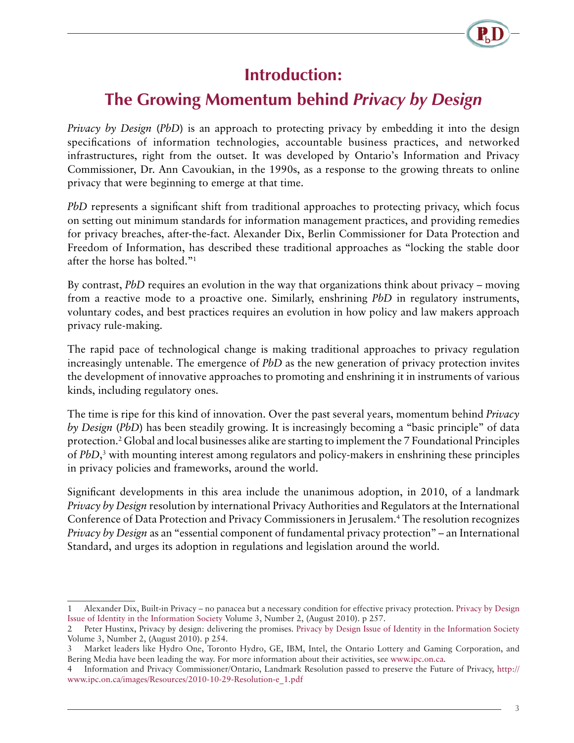# Introduction: The Growing Momentum behind *Privacy by Design*

*Privacy by Design* (*PbD*) is an approach to protecting privacy by embedding it into the design specifications of information technologies, accountable business practices, and networked infrastructures, right from the outset. It was developed by Ontario's Information and Privacy Commissioner, Dr. Ann Cavoukian, in the 1990s, as a response to the growing threats to online privacy that were beginning to emerge at that time.

*PbD* represents a significant shift from traditional approaches to protecting privacy, which focus on setting out minimum standards for information management practices, and providing remedies for privacy breaches, after-the-fact. Alexander Dix, Berlin Commissioner for Data Protection and Freedom of Information, has described these traditional approaches as "locking the stable door after the horse has bolted."[1]

By contrast, *PbD* requires an evolution in the way that organizations think about privacy – moving from a reactive mode to a proactive one. Similarly, enshrining *PbD* in regulatory instruments, voluntary codes, and best practices requires an evolution in how policy and law makers approach privacy rule-making.

The rapid pace of technological change is making traditional approaches to privacy regulation increasingly untenable. The emergence of *PbD* as the new generation of privacy protection invites the development of innovative approaches to promoting and enshrining it in instruments of various kinds, including regulatory ones.

The time is ripe for this kind of innovation. Over the past several years, momentum behind *Privacy by Design* (*PbD*) has been steadily growing. It is increasingly becoming a "basic principle" of data protection.[2] Global and local businesses alike are starting to implement the 7 Foundational Principles of *PbD*,[3] with mounting interest among regulators and policy-makers in enshrining these principles in privacy policies and frameworks, around the world.

Significant developments in this area include the unanimous adoption, in 2010, of a landmark *Privacy by Design* resolution by international Privacy Authorities and Regulators at the International Conference of Data Protection and Privacy Commissioners in Jerusalem.[4] The resolution recognizes *Privacy by Design* as an "essential component of fundamental privacy protection" – an International Standard, and urges its adoption in regulations and legislation around the world.

---

1 Alexander Dix, Built-in Privacy – no panacea but a necessary condition for effective privacy protection. Privacy by Design Issue of Identity in the Information Society Volume 3, Number 2, (August 2010). p 257.

2 Peter Hustinx, Privacy by design: delivering the promises. Privacy by Design Issue of Identity in the Information Society Volume 3, Number 2, (August 2010). p 254.

3 Market leaders like Hydro One, Toronto Hydro, GE, IBM, Intel, the Ontario Lottery and Gaming Corporation, and Bering Media have been leading the way. For more information about their activities, see www.ipc.on.ca.

4 Information and Privacy Commissioner/Ontario, Landmark Resolution passed to preserve the Future of Privacy, http://www.ipc.on.ca/images/Resources/2010-10-29-Resolution-e_1.pdf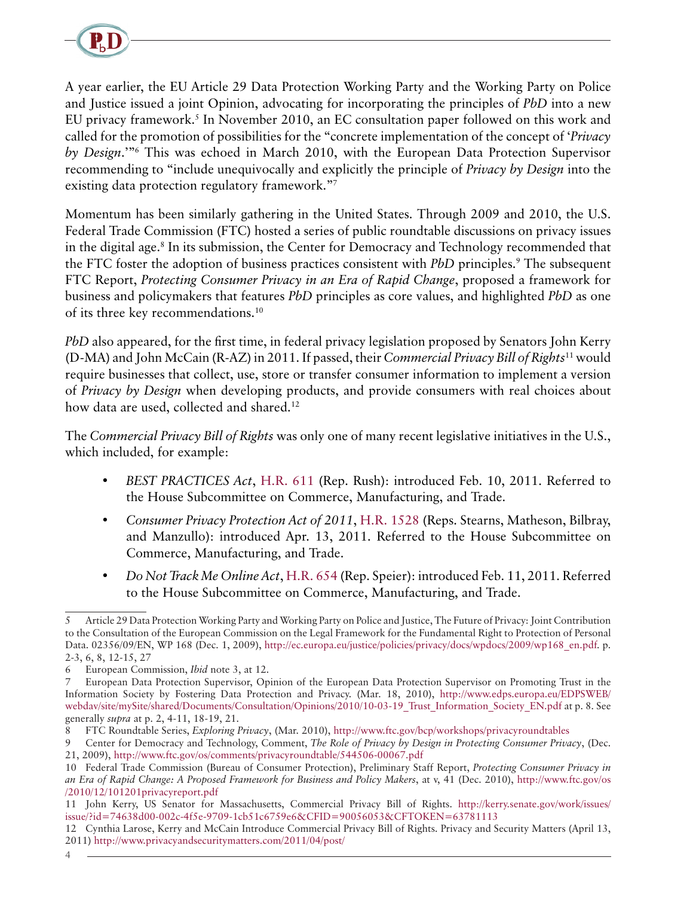A year earlier, the EU Article 29 Data Protection Working Party and the Working Party on Police and Justice issued a joint Opinion, advocating for incorporating the principles of *PbD* into a new EU privacy framework.[5] In November 2010, an EC consultation paper followed on this work and called for the promotion of possibilities for the "concrete implementation of the concept of '*Privacy by Design*.'"[6] This was echoed in March 2010, with the European Data Protection Supervisor recommending to "include unequivocally and explicitly the principle of *Privacy by Design* into the existing data protection regulatory framework."[7]

Momentum has been similarly gathering in the United States. Through 2009 and 2010, the U.S. Federal Trade Commission (FTC) hosted a series of public roundtable discussions on privacy issues in the digital age.[8] In its submission, the Center for Democracy and Technology recommended that the FTC foster the adoption of business practices consistent with *PbD* principles.[9] The subsequent FTC Report, *Protecting Consumer Privacy in an Era of Rapid Change*, proposed a framework for business and policymakers that features *PbD* principles as core values, and highlighted *PbD* as one of its three key recommendations.[10]

*PbD* also appeared, for the first time, in federal privacy legislation proposed by Senators John Kerry (D-MA) and John McCain (R-AZ) in 2011. If passed, their *Commercial Privacy Bill of Rights*[11] would require businesses that collect, use, store or transfer consumer information to implement a version of *Privacy by Design* when developing products, and provide consumers with real choices about how data are used, collected and shared.[12]

The *Commercial Privacy Bill of Rights* was only one of many recent legislative initiatives in the U.S., which included, for example:

- *BEST PRACTICES Act*, H.R. 611 (Rep. Rush): introduced Feb. 10, 2011. Referred to the House Subcommittee on Commerce, Manufacturing, and Trade.
- *Consumer Privacy Protection Act of 2011*, H.R. 1528 (Reps. Stearns, Matheson, Bilbray, and Manzullo): introduced Apr. 13, 2011. Referred to the House Subcommittee on Commerce, Manufacturing, and Trade.
- *Do Not Track Me Online Act*, H.R. 654 (Rep. Speier): introduced Feb. 11, 2011. Referred to the House Subcommittee on Commerce, Manufacturing, and Trade.

---

5 Article 29 Data Protection Working Party and Working Party on Police and Justice, The Future of Privacy: Joint Contribution to the Consultation of the European Commission on the Legal Framework for the Fundamental Right to Protection of Personal Data. 02356/09/EN, WP 168 (Dec. 1, 2009), http://ec.europa.eu/justice/policies/privacy/docs/wpdocs/2009/wp168_en.pdf. p. 2-3, 6, 8, 12-15, 27

6 European Commission, *Ibid* note 3, at 12.

7 European Data Protection Supervisor, Opinion of the European Data Protection Supervisor on Promoting Trust in the Information Society by Fostering Data Protection and Privacy. (Mar. 18, 2010), http://www.edps.europa.eu/EDPSWEB/webdav/site/mySite/shared/Documents/Consultation/Opinions/2010/10-03-19_Trust_Information_Society_EN.pdf at p. 8. See generally *supra* at p. 2, 4-11, 18-19, 21.

8 FTC Roundtable Series, *Exploring Privacy*, (Mar. 2010), http://www.ftc.gov/bcp/workshops/privacyroundtables

9 Center for Democracy and Technology, Comment, *The Role of Privacy by Design in Protecting Consumer Privacy*, (Dec. 21, 2009), http://www.ftc.gov/os/comments/privacyroundtable/544506-00067.pdf

10 Federal Trade Commission (Bureau of Consumer Protection), Preliminary Staff Report, *Protecting Consumer Privacy in an Era of Rapid Change: A Proposed Framework for Business and Policy Makers*, at v, 41 (Dec. 2010), http://www.ftc.gov/os/2010/12/101201privacyreport.pdf

11 John Kerry, US Senator for Massachusetts, Commercial Privacy Bill of Rights. http://kerry.senate.gov/work/issues/issue/?id=74638d00-002c-4f5e-9709-1cb51c6759e6&CFID=90056053&CFTOKEN=63781113

12 Cynthia Larose, Kerry and McCain Introduce Commercial Privacy Bill of Rights. Privacy and Security Matters (April 13, 2011) http://www.privacyandsecuritymatters.com/2011/04/post/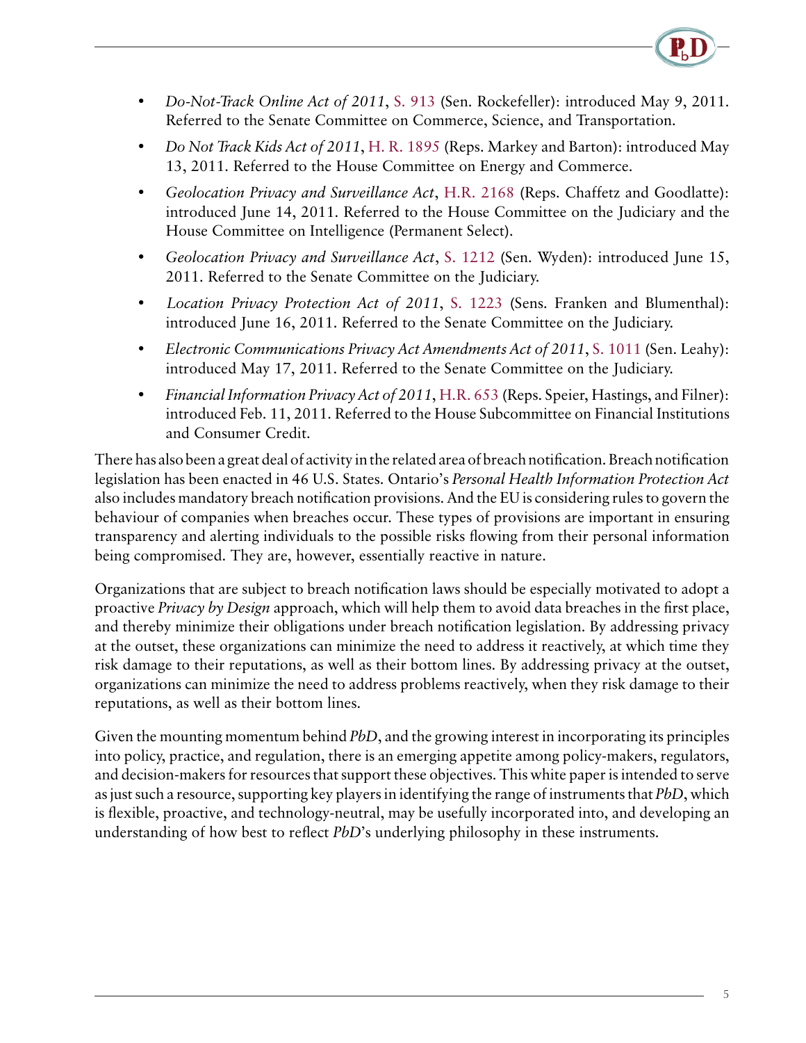- *Do-Not-Track Online Act of 2011*, S. 913 (Sen. Rockefeller): introduced May 9, 2011. Referred to the Senate Committee on Commerce, Science, and Transportation.
- *Do Not Track Kids Act of 2011*, H. R. 1895 (Reps. Markey and Barton): introduced May 13, 2011. Referred to the House Committee on Energy and Commerce.
- *Geolocation Privacy and Surveillance Act*, H.R. 2168 (Reps. Chaffetz and Goodlatte): introduced June 14, 2011. Referred to the House Committee on the Judiciary and the House Committee on Intelligence (Permanent Select).
- *Geolocation Privacy and Surveillance Act*, S. 1212 (Sen. Wyden): introduced June 15, 2011. Referred to the Senate Committee on the Judiciary.
- *Location Privacy Protection Act of 2011*, S. 1223 (Sens. Franken and Blumenthal): introduced June 16, 2011. Referred to the Senate Committee on the Judiciary.
- *Electronic Communications Privacy Act Amendments Act of 2011*, S. 1011 (Sen. Leahy): introduced May 17, 2011. Referred to the Senate Committee on the Judiciary.
- *Financial Information Privacy Act of 2011*, H.R. 653 (Reps. Speier, Hastings, and Filner): introduced Feb. 11, 2011. Referred to the House Subcommittee on Financial Institutions and Consumer Credit.

There has also been a great deal of activity in the related area of breach notification. Breach notification legislation has been enacted in 46 U.S. States. Ontario's *Personal Health Information Protection Act* also includes mandatory breach notification provisions. And the EU is considering rules to govern the behaviour of companies when breaches occur. These types of provisions are important in ensuring transparency and alerting individuals to the possible risks flowing from their personal information being compromised. They are, however, essentially reactive in nature.

Organizations that are subject to breach notification laws should be especially motivated to adopt a proactive *Privacy by Design* approach, which will help them to avoid data breaches in the first place, and thereby minimize their obligations under breach notification legislation. By addressing privacy at the outset, these organizations can minimize the need to address it reactively, at which time they risk damage to their reputations, as well as their bottom lines. By addressing privacy at the outset, organizations can minimize the need to address problems reactively, when they risk damage to their reputations, as well as their bottom lines.

Given the mounting momentum behind *PbD*, and the growing interest in incorporating its principles into policy, practice, and regulation, there is an emerging appetite among policy-makers, regulators, and decision-makers for resources that support these objectives. This white paper is intended to serve as just such a resource, supporting key players in identifying the range of instruments that *PbD*, which is flexible, proactive, and technology-neutral, may be usefully incorporated into, and developing an understanding of how best to reflect *PbD*'s underlying philosophy in these instruments.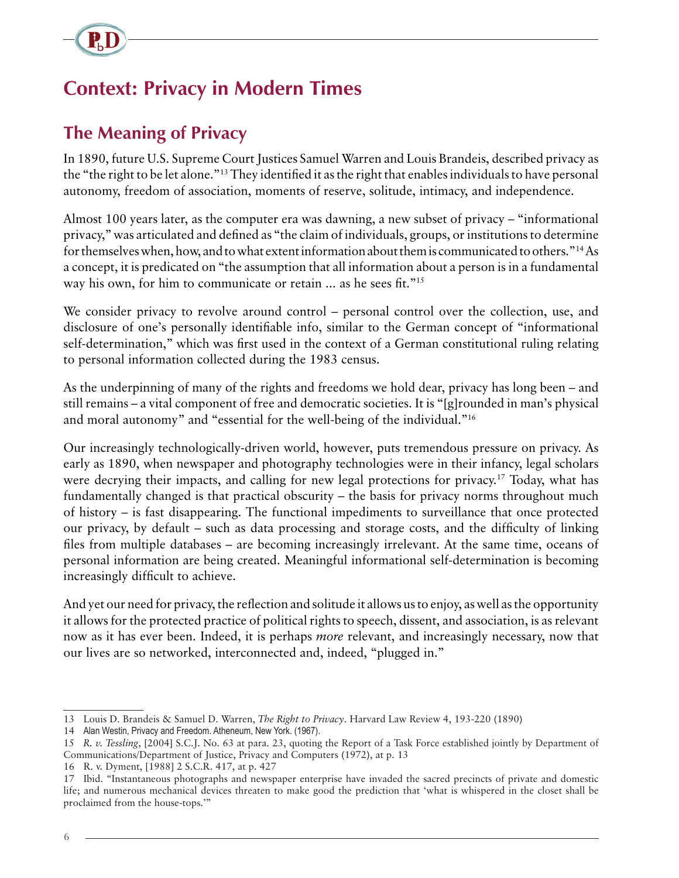# Context: Privacy in Modern Times

## The Meaning of Privacy

In 1890, future U.S. Supreme Court Justices Samuel Warren and Louis Brandeis, described privacy as the "the right to be let alone."[13] They identified it as the right that enables individuals to have personal autonomy, freedom of association, moments of reserve, solitude, intimacy, and independence.

Almost 100 years later, as the computer era was dawning, a new subset of privacy – "informational privacy," was articulated and defined as "the claim of individuals, groups, or institutions to determine for themselves when, how, and to what extent information about them is communicated to others."[14] As a concept, it is predicated on "the assumption that all information about a person is in a fundamental way his own, for him to communicate or retain ... as he sees fit."[15]

We consider privacy to revolve around control – personal control over the collection, use, and disclosure of one's personally identifiable info, similar to the German concept of "informational self-determination," which was first used in the context of a German constitutional ruling relating to personal information collected during the 1983 census.

As the underpinning of many of the rights and freedoms we hold dear, privacy has long been – and still remains – a vital component of free and democratic societies. It is "[g]rounded in man's physical and moral autonomy" and "essential for the well-being of the individual."[16]

Our increasingly technologically-driven world, however, puts tremendous pressure on privacy. As early as 1890, when newspaper and photography technologies were in their infancy, legal scholars were decrying their impacts, and calling for new legal protections for privacy.[17] Today, what has fundamentally changed is that practical obscurity – the basis for privacy norms throughout much of history – is fast disappearing. The functional impediments to surveillance that once protected our privacy, by default – such as data processing and storage costs, and the difficulty of linking files from multiple databases – are becoming increasingly irrelevant. At the same time, oceans of personal information are being created. Meaningful informational self-determination is becoming increasingly difficult to achieve.

And yet our need for privacy, the reflection and solitude it allows us to enjoy, as well as the opportunity it allows for the protected practice of political rights to speech, dissent, and association, is as relevant now as it has ever been. Indeed, it is perhaps *more* relevant, and increasingly necessary, now that our lives are so networked, interconnected and, indeed, "plugged in."

---

13 Louis D. Brandeis & Samuel D. Warren, *The Right to Privacy*. Harvard Law Review 4, 193-220 (1890)

14 Alan Westin, Privacy and Freedom. Atheneum, New York. (1967).

15 *R. v. Tessling*, [2004] S.C.J. No. 63 at para. 23, quoting the Report of a Task Force established jointly by Department of Communications/Department of Justice, Privacy and Computers (1972), at p. 13

16 R. v. Dyment, [1988] 2 S.C.R. 417, at p. 427

17 Ibid. "Instantaneous photographs and newspaper enterprise have invaded the sacred precincts of private and domestic life; and numerous mechanical devices threaten to make good the prediction that 'what is whispered in the closet shall be proclaimed from the house-tops.'"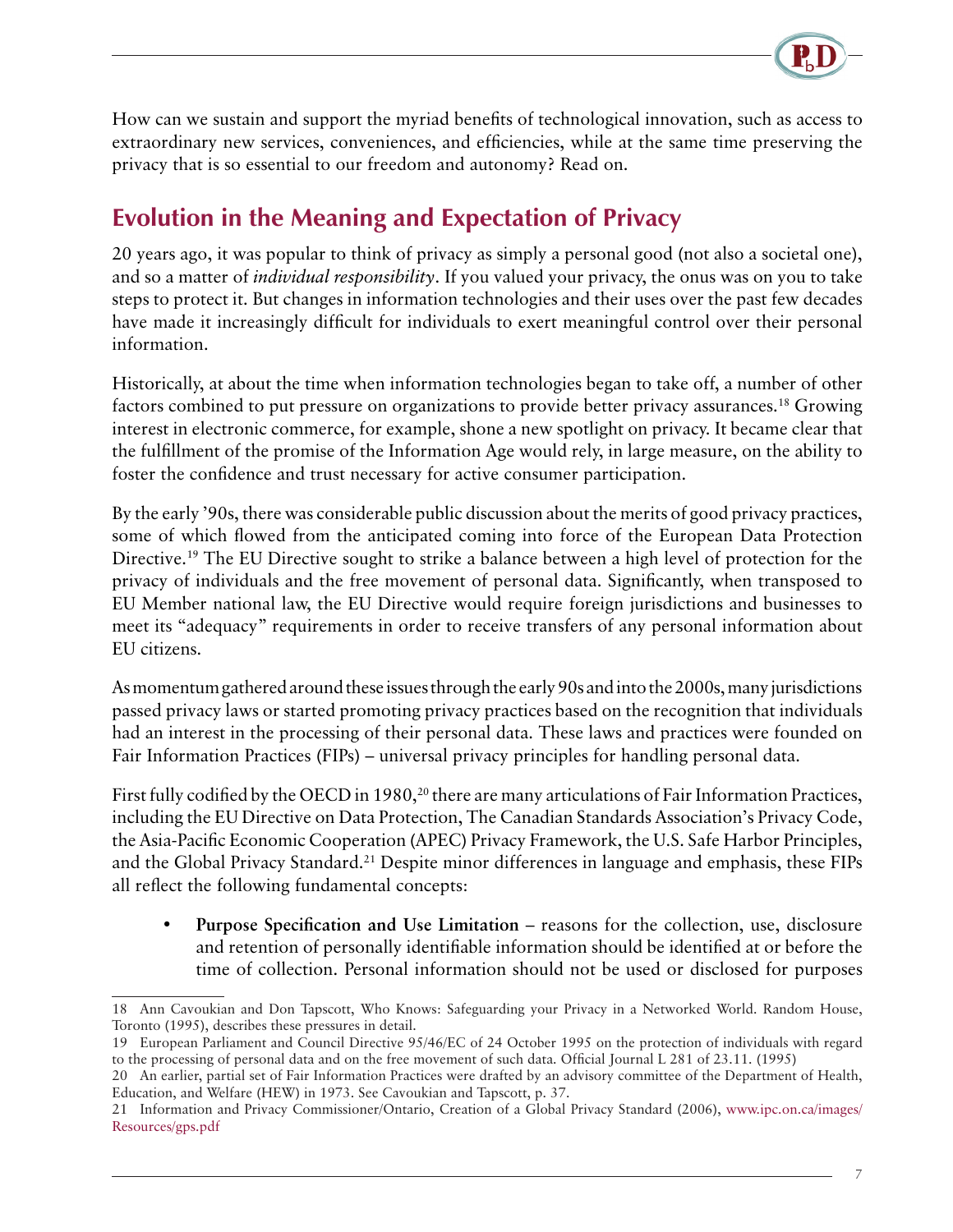How can we sustain and support the myriad benefits of technological innovation, such as access to extraordinary new services, conveniences, and efficiencies, while at the same time preserving the privacy that is so essential to our freedom and autonomy? Read on.

## Evolution in the Meaning and Expectation of Privacy

20 years ago, it was popular to think of privacy as simply a personal good (not also a societal one), and so a matter of *individual responsibility*. If you valued your privacy, the onus was on you to take steps to protect it. But changes in information technologies and their uses over the past few decades have made it increasingly difficult for individuals to exert meaningful control over their personal information.

Historically, at about the time when information technologies began to take off, a number of other factors combined to put pressure on organizations to provide better privacy assurances.[18] Growing interest in electronic commerce, for example, shone a new spotlight on privacy. It became clear that the fulfillment of the promise of the Information Age would rely, in large measure, on the ability to foster the confidence and trust necessary for active consumer participation.

By the early '90s, there was considerable public discussion about the merits of good privacy practices, some of which flowed from the anticipated coming into force of the European Data Protection Directive.[19] The EU Directive sought to strike a balance between a high level of protection for the privacy of individuals and the free movement of personal data. Significantly, when transposed to EU Member national law, the EU Directive would require foreign jurisdictions and businesses to meet its "adequacy" requirements in order to receive transfers of any personal information about EU citizens.

As momentum gathered around these issues through the early 90s and into the 2000s, many jurisdictions passed privacy laws or started promoting privacy practices based on the recognition that individuals had an interest in the processing of their personal data. These laws and practices were founded on Fair Information Practices (FIPs) – universal privacy principles for handling personal data.

First fully codified by the OECD in 1980,[20] there are many articulations of Fair Information Practices, including the EU Directive on Data Protection, The Canadian Standards Association's Privacy Code, the Asia-Pacific Economic Cooperation (APEC) Privacy Framework, the U.S. Safe Harbor Principles, and the Global Privacy Standard.[21] Despite minor differences in language and emphasis, these FIPs all reflect the following fundamental concepts:

- **Purpose Specification and Use Limitation** – reasons for the collection, use, disclosure and retention of personally identifiable information should be identified at or before the time of collection. Personal information should not be used or disclosed for purposes

---

18 Ann Cavoukian and Don Tapscott, Who Knows: Safeguarding your Privacy in a Networked World. Random House, Toronto (1995), describes these pressures in detail.

19 European Parliament and Council Directive 95/46/EC of 24 October 1995 on the protection of individuals with regard to the processing of personal data and on the free movement of such data. Official Journal L 281 of 23.11. (1995)

20 An earlier, partial set of Fair Information Practices were drafted by an advisory committee of the Department of Health, Education, and Welfare (HEW) in 1973. See Cavoukian and Tapscott, p. 37.

21 Information and Privacy Commissioner/Ontario, Creation of a Global Privacy Standard (2006), www.ipc.on.ca/images/Resources/gps.pdf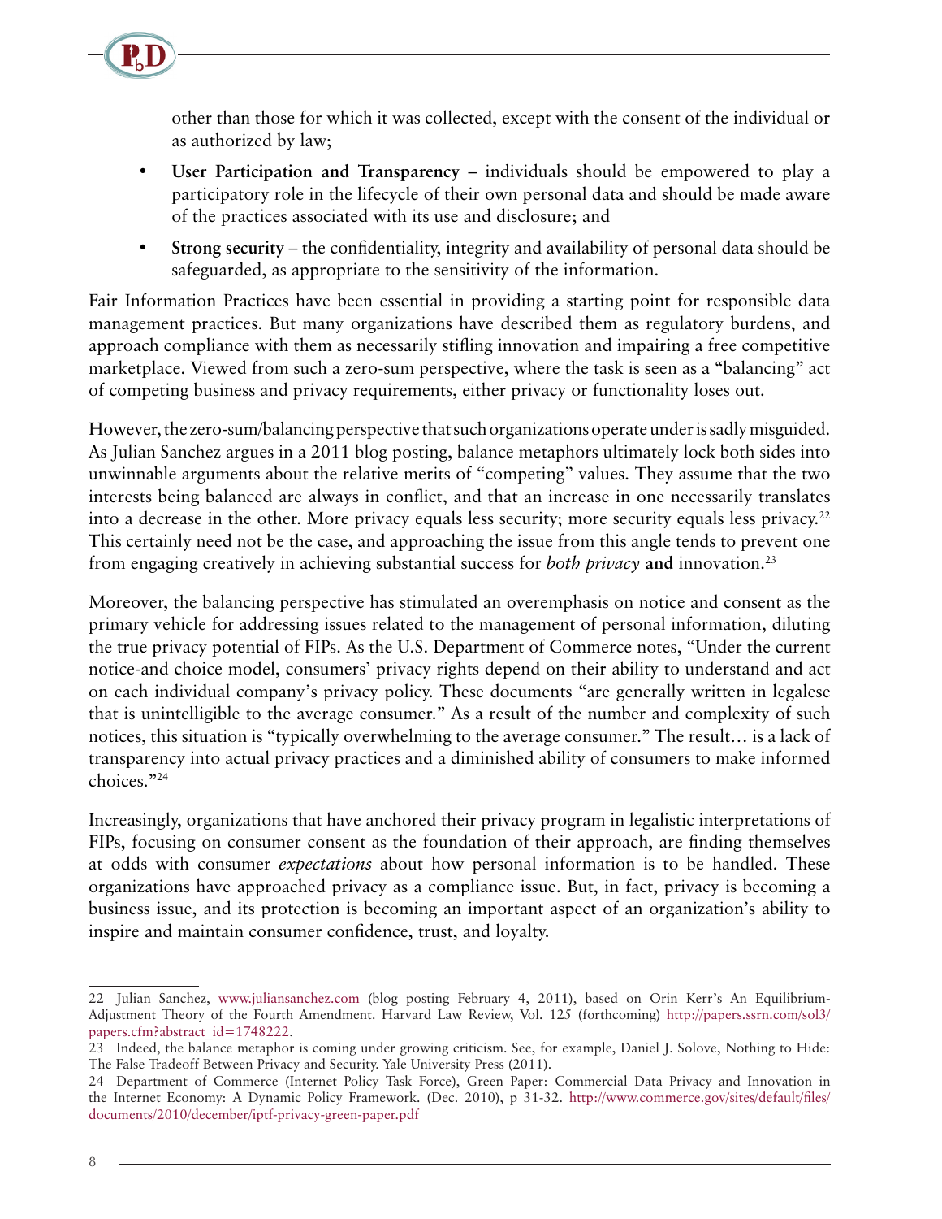other than those for which it was collected, except with the consent of the individual or as authorized by law;

- **User Participation and Transparency** – individuals should be empowered to play a participatory role in the lifecycle of their own personal data and should be made aware of the practices associated with its use and disclosure; and
- **Strong security** – the confidentiality, integrity and availability of personal data should be safeguarded, as appropriate to the sensitivity of the information.

Fair Information Practices have been essential in providing a starting point for responsible data management practices. But many organizations have described them as regulatory burdens, and approach compliance with them as necessarily stifling innovation and impairing a free competitive marketplace. Viewed from such a zero-sum perspective, where the task is seen as a "balancing" act of competing business and privacy requirements, either privacy or functionality loses out.

However, the zero-sum/balancing perspective that such organizations operate under is sadly misguided. As Julian Sanchez argues in a 2011 blog posting, balance metaphors ultimately lock both sides into unwinnable arguments about the relative merits of "competing" values. They assume that the two interests being balanced are always in conflict, and that an increase in one necessarily translates into a decrease in the other. More privacy equals less security; more security equals less privacy.[22] This certainly need not be the case, and approaching the issue from this angle tends to prevent one from engaging creatively in achieving substantial success for *both privacy* **and** innovation.[23]

Moreover, the balancing perspective has stimulated an overemphasis on notice and consent as the primary vehicle for addressing issues related to the management of personal information, diluting the true privacy potential of FIPs. As the U.S. Department of Commerce notes, "Under the current notice-and choice model, consumers' privacy rights depend on their ability to understand and act on each individual company's privacy policy. These documents "are generally written in legalese that is unintelligible to the average consumer." As a result of the number and complexity of such notices, this situation is "typically overwhelming to the average consumer." The result… is a lack of transparency into actual privacy practices and a diminished ability of consumers to make informed choices."[24]

Increasingly, organizations that have anchored their privacy program in legalistic interpretations of FIPs, focusing on consumer consent as the foundation of their approach, are finding themselves at odds with consumer *expectations* about how personal information is to be handled. These organizations have approached privacy as a compliance issue. But, in fact, privacy is becoming a business issue, and its protection is becoming an important aspect of an organization's ability to inspire and maintain consumer confidence, trust, and loyalty.

---

22 Julian Sanchez, www.juliansanchez.com (blog posting February 4, 2011), based on Orin Kerr's An Equilibrium-Adjustment Theory of the Fourth Amendment. Harvard Law Review, Vol. 125 (forthcoming) http://papers.ssrn.com/sol3/papers.cfm?abstract_id=1748222.

23 Indeed, the balance metaphor is coming under growing criticism. See, for example, Daniel J. Solove, Nothing to Hide: The False Tradeoff Between Privacy and Security. Yale University Press (2011).

24 Department of Commerce (Internet Policy Task Force), Green Paper: Commercial Data Privacy and Innovation in the Internet Economy: A Dynamic Policy Framework. (Dec. 2010), p 31-32. http://www.commerce.gov/sites/default/files/documents/2010/december/iptf-privacy-green-paper.pdf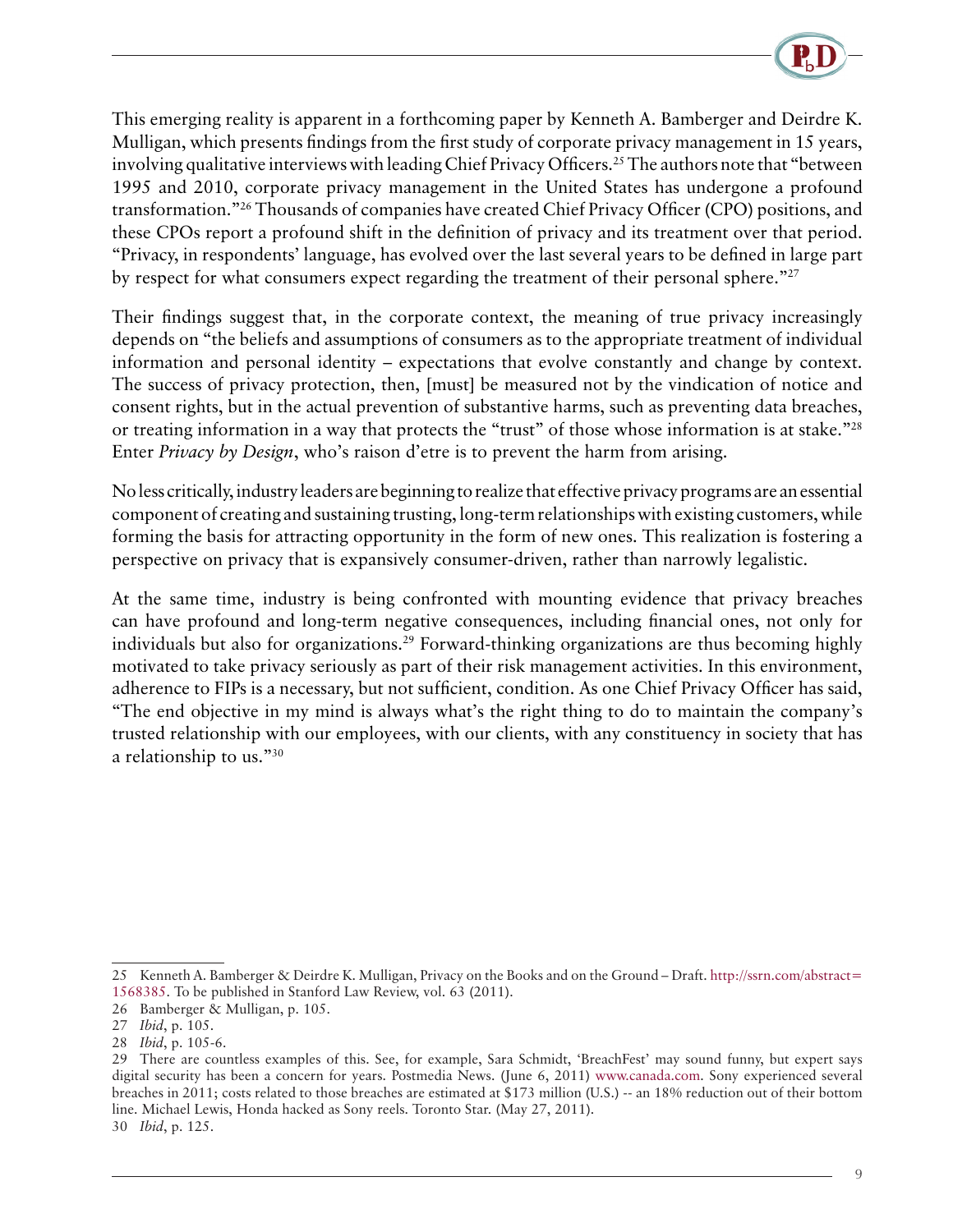This emerging reality is apparent in a forthcoming paper by Kenneth A. Bamberger and Deirdre K. Mulligan, which presents findings from the first study of corporate privacy management in 15 years, involving qualitative interviews with leading Chief Privacy Officers.[25] The authors note that "between 1995 and 2010, corporate privacy management in the United States has undergone a profound transformation."[26] Thousands of companies have created Chief Privacy Officer (CPO) positions, and these CPOs report a profound shift in the definition of privacy and its treatment over that period. "Privacy, in respondents' language, has evolved over the last several years to be defined in large part by respect for what consumers expect regarding the treatment of their personal sphere."[27]

Their findings suggest that, in the corporate context, the meaning of true privacy increasingly depends on "the beliefs and assumptions of consumers as to the appropriate treatment of individual information and personal identity – expectations that evolve constantly and change by context. The success of privacy protection, then, [must] be measured not by the vindication of notice and consent rights, but in the actual prevention of substantive harms, such as preventing data breaches, or treating information in a way that protects the "trust" of those whose information is at stake."[28] Enter *Privacy by Design*, who's raison d'etre is to prevent the harm from arising.

No less critically, industry leaders are beginning to realize that effective privacy programs are an essential component of creating and sustaining trusting, long-term relationships with existing customers, while forming the basis for attracting opportunity in the form of new ones. This realization is fostering a perspective on privacy that is expansively consumer-driven, rather than narrowly legalistic.

At the same time, industry is being confronted with mounting evidence that privacy breaches can have profound and long-term negative consequences, including financial ones, not only for individuals but also for organizations.[29] Forward-thinking organizations are thus becoming highly motivated to take privacy seriously as part of their risk management activities. In this environment, adherence to FIPs is a necessary, but not sufficient, condition. As one Chief Privacy Officer has said, "The end objective in my mind is always what's the right thing to do to maintain the company's trusted relationship with our employees, with our clients, with any constituency in society that has a relationship to us."[30]

---

25 Kenneth A. Bamberger & Deirdre K. Mulligan, Privacy on the Books and on the Ground – Draft. http://ssrn.com/abstract=1568385. To be published in Stanford Law Review, vol. 63 (2011).

26 Bamberger & Mulligan, p. 105.

27 *Ibid*, p. 105.

28 *Ibid*, p. 105-6.

29 There are countless examples of this. See, for example, Sara Schmidt, 'BreachFest' may sound funny, but expert says digital security has been a concern for years. Postmedia News. (June 6, 2011) www.canada.com. Sony experienced several breaches in 2011; costs related to those breaches are estimated at $173 million (U.S.) -- an 18% reduction out of their bottom line. Michael Lewis, Honda hacked as Sony reels. Toronto Star. (May 27, 2011).

30 *Ibid*, p. 125.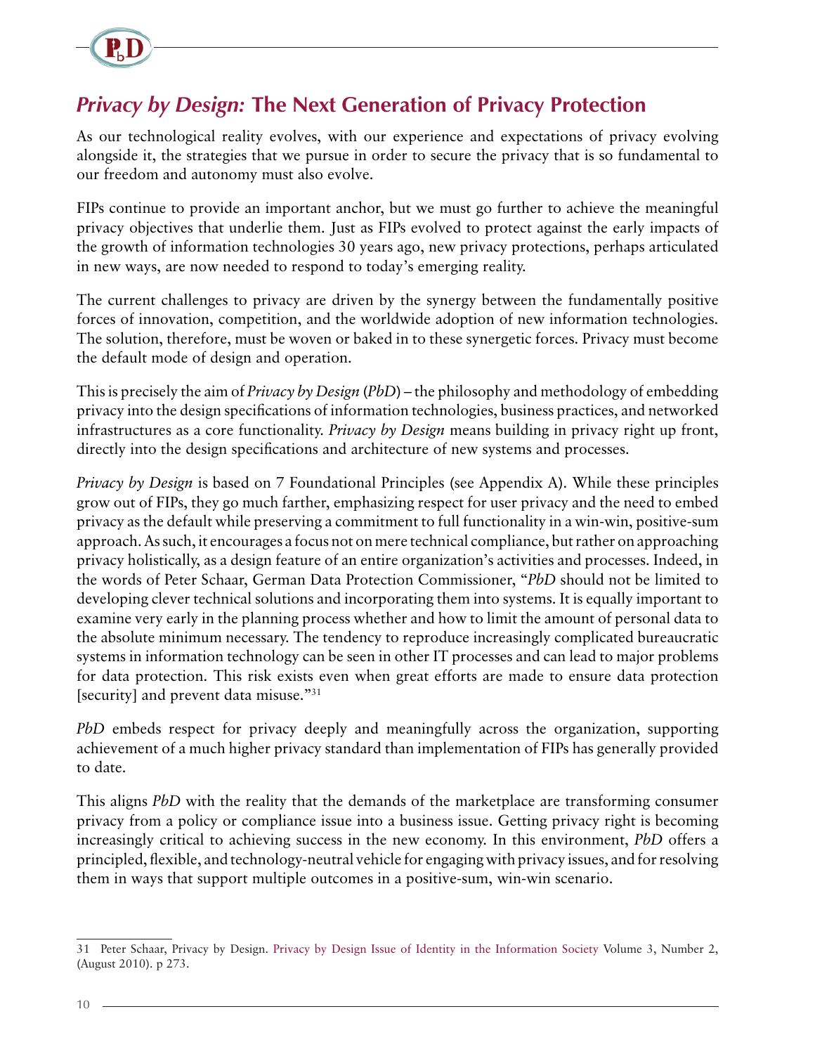## *Privacy by Design:* The Next Generation of Privacy Protection

As our technological reality evolves, with our experience and expectations of privacy evolving alongside it, the strategies that we pursue in order to secure the privacy that is so fundamental to our freedom and autonomy must also evolve.

FIPs continue to provide an important anchor, but we must go further to achieve the meaningful privacy objectives that underlie them. Just as FIPs evolved to protect against the early impacts of the growth of information technologies 30 years ago, new privacy protections, perhaps articulated in new ways, are now needed to respond to today's emerging reality.

The current challenges to privacy are driven by the synergy between the fundamentally positive forces of innovation, competition, and the worldwide adoption of new information technologies. The solution, therefore, must be woven or baked in to these synergetic forces. Privacy must become the default mode of design and operation.

This is precisely the aim of *Privacy by Design* (*PbD*) – the philosophy and methodology of embedding privacy into the design specifications of information technologies, business practices, and networked infrastructures as a core functionality. *Privacy by Design* means building in privacy right up front, directly into the design specifications and architecture of new systems and processes.

*Privacy by Design* is based on 7 Foundational Principles (see Appendix A). While these principles grow out of FIPs, they go much farther, emphasizing respect for user privacy and the need to embed privacy as the default while preserving a commitment to full functionality in a win-win, positive-sum approach. As such, it encourages a focus not on mere technical compliance, but rather on approaching privacy holistically, as a design feature of an entire organization's activities and processes. Indeed, in the words of Peter Schaar, German Data Protection Commissioner, "*PbD* should not be limited to developing clever technical solutions and incorporating them into systems. It is equally important to examine very early in the planning process whether and how to limit the amount of personal data to the absolute minimum necessary. The tendency to reproduce increasingly complicated bureaucratic systems in information technology can be seen in other IT processes and can lead to major problems for data protection. This risk exists even when great efforts are made to ensure data protection [security] and prevent data misuse."[31]

*PbD* embeds respect for privacy deeply and meaningfully across the organization, supporting achievement of a much higher privacy standard than implementation of FIPs has generally provided to date.

This aligns *PbD* with the reality that the demands of the marketplace are transforming consumer privacy from a policy or compliance issue into a business issue. Getting privacy right is becoming increasingly critical to achieving success in the new economy. In this environment, *PbD* offers a principled, flexible, and technology-neutral vehicle for engaging with privacy issues, and for resolving them in ways that support multiple outcomes in a positive-sum, win-win scenario.

---

31 Peter Schaar, Privacy by Design. Privacy by Design Issue of Identity in the Information Society Volume 3, Number 2, (August 2010). p 273.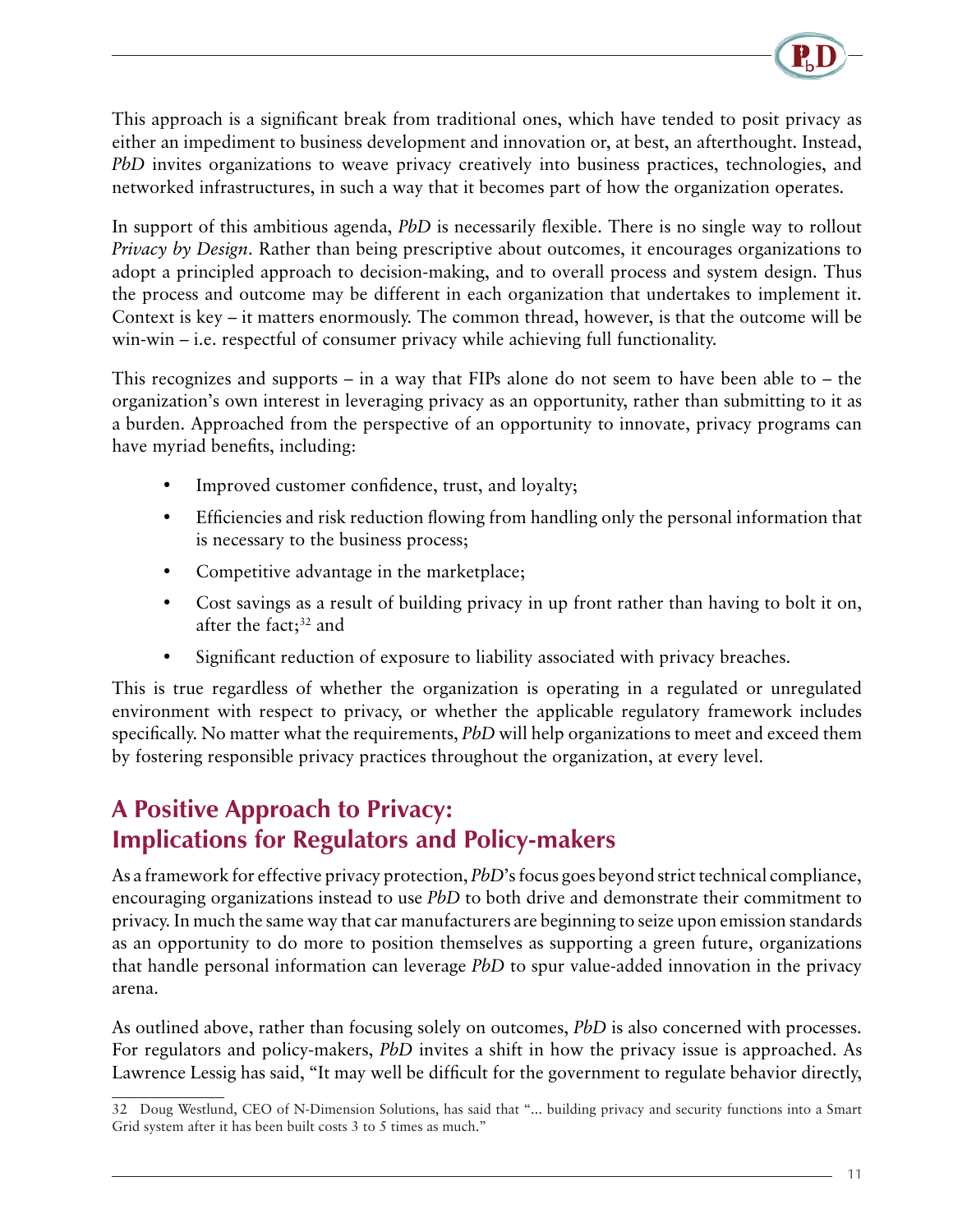This approach is a significant break from traditional ones, which have tended to posit privacy as either an impediment to business development and innovation or, at best, an afterthought. Instead, *PbD* invites organizations to weave privacy creatively into business practices, technologies, and networked infrastructures, in such a way that it becomes part of how the organization operates.

In support of this ambitious agenda, *PbD* is necessarily flexible. There is no single way to rollout *Privacy by Design*. Rather than being prescriptive about outcomes, it encourages organizations to adopt a principled approach to decision-making, and to overall process and system design. Thus the process and outcome may be different in each organization that undertakes to implement it. Context is key – it matters enormously. The common thread, however, is that the outcome will be win-win – i.e. respectful of consumer privacy while achieving full functionality.

This recognizes and supports – in a way that FIPs alone do not seem to have been able to – the organization's own interest in leveraging privacy as an opportunity, rather than submitting to it as a burden. Approached from the perspective of an opportunity to innovate, privacy programs can have myriad benefits, including:

- Improved customer confidence, trust, and loyalty;
- Efficiencies and risk reduction flowing from handling only the personal information that is necessary to the business process;
- Competitive advantage in the marketplace;
- Cost savings as a result of building privacy in up front rather than having to bolt it on, after the fact;[32] and
- Significant reduction of exposure to liability associated with privacy breaches.

This is true regardless of whether the organization is operating in a regulated or unregulated environment with respect to privacy, or whether the applicable regulatory framework includes specifically. No matter what the requirements, *PbD* will help organizations to meet and exceed them by fostering responsible privacy practices throughout the organization, at every level.

## A Positive Approach to Privacy: Implications for Regulators and Policy-makers

As a framework for effective privacy protection, *PbD*'s focus goes beyond strict technical compliance, encouraging organizations instead to use *PbD* to both drive and demonstrate their commitment to privacy. In much the same way that car manufacturers are beginning to seize upon emission standards as an opportunity to do more to position themselves as supporting a green future, organizations that handle personal information can leverage *PbD* to spur value-added innovation in the privacy arena.

As outlined above, rather than focusing solely on outcomes, *PbD* is also concerned with processes. For regulators and policy-makers, *PbD* invites a shift in how the privacy issue is approached. As Lawrence Lessig has said, "It may well be difficult for the government to regulate behavior directly,

---

32 Doug Westlund, CEO of N-Dimension Solutions, has said that "... building privacy and security functions into a Smart Grid system after it has been built costs 3 to 5 times as much."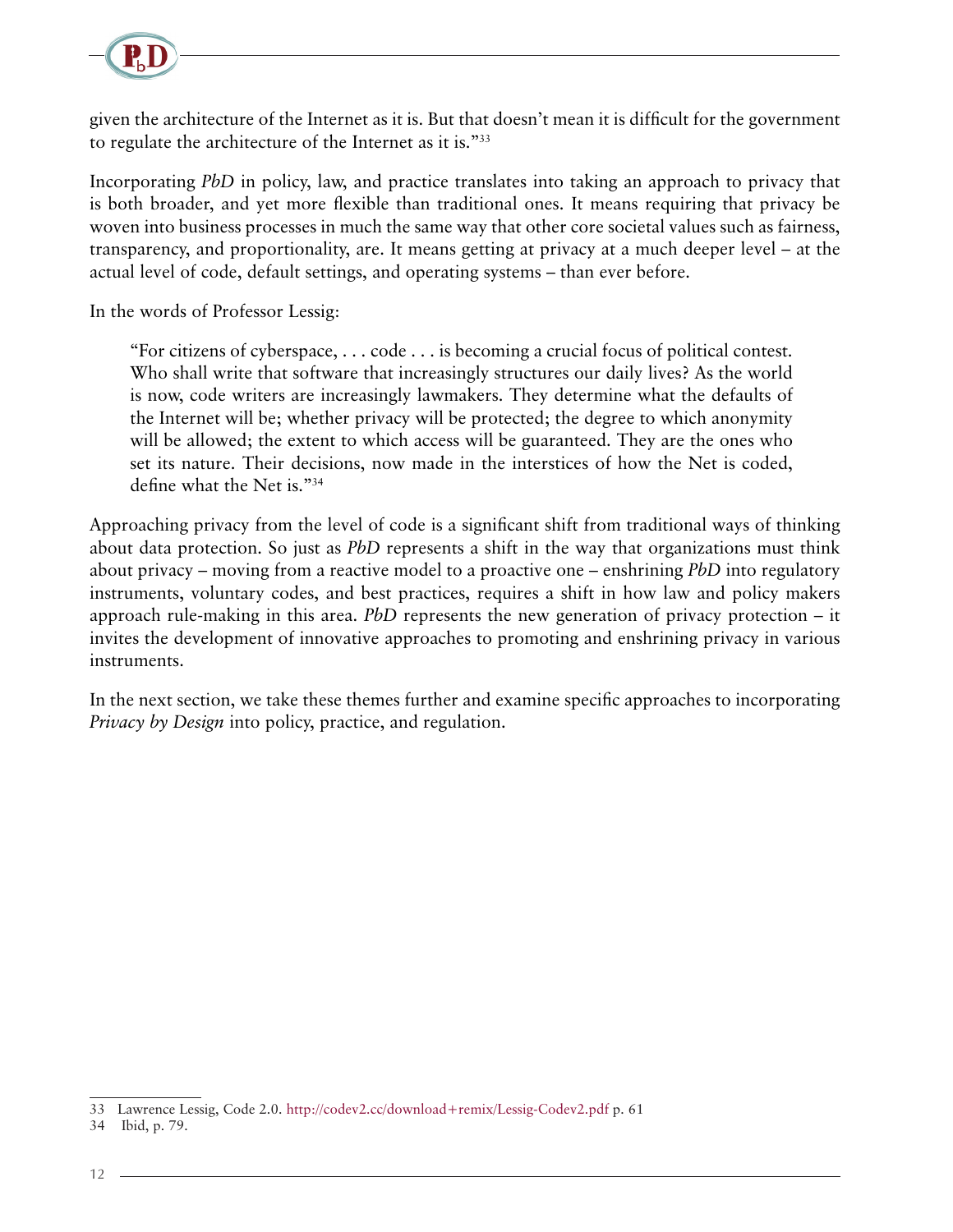given the architecture of the Internet as it is. But that doesn't mean it is difficult for the government to regulate the architecture of the Internet as it is."[33]

Incorporating *PbD* in policy, law, and practice translates into taking an approach to privacy that is both broader, and yet more flexible than traditional ones. It means requiring that privacy be woven into business processes in much the same way that other core societal values such as fairness, transparency, and proportionality, are. It means getting at privacy at a much deeper level – at the actual level of code, default settings, and operating systems – than ever before.

In the words of Professor Lessig:

> "For citizens of cyberspace, . . . code . . . is becoming a crucial focus of political contest. Who shall write that software that increasingly structures our daily lives? As the world is now, code writers are increasingly lawmakers. They determine what the defaults of the Internet will be; whether privacy will be protected; the degree to which anonymity will be allowed; the extent to which access will be guaranteed. They are the ones who set its nature. Their decisions, now made in the interstices of how the Net is coded, define what the Net is."[34]

Approaching privacy from the level of code is a significant shift from traditional ways of thinking about data protection. So just as *PbD* represents a shift in the way that organizations must think about privacy – moving from a reactive model to a proactive one – enshrining *PbD* into regulatory instruments, voluntary codes, and best practices, requires a shift in how law and policy makers approach rule-making in this area. *PbD* represents the new generation of privacy protection – it invites the development of innovative approaches to promoting and enshrining privacy in various instruments.

In the next section, we take these themes further and examine specific approaches to incorporating *Privacy by Design* into policy, practice, and regulation.

---

33 Lawrence Lessig, Code 2.0. http://codev2.cc/download+remix/Lessig-Codev2.pdf p. 61

34 Ibid, p. 79.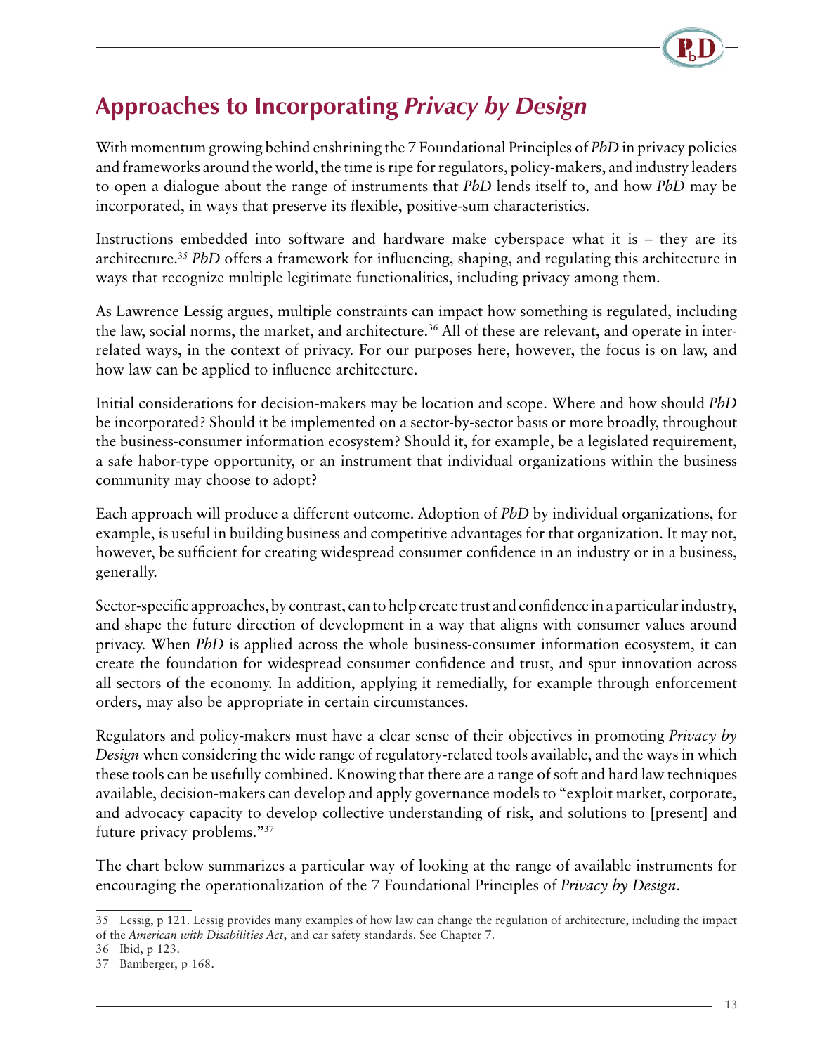## Approaches to Incorporating *Privacy by Design*

With momentum growing behind enshrining the 7 Foundational Principles of *PbD* in privacy policies and frameworks around the world, the time is ripe for regulators, policy-makers, and industry leaders to open a dialogue about the range of instruments that *PbD* lends itself to, and how *PbD* may be incorporated, in ways that preserve its flexible, positive-sum characteristics.

Instructions embedded into software and hardware make cyberspace what it is – they are its architecture.[35] *PbD* offers a framework for influencing, shaping, and regulating this architecture in ways that recognize multiple legitimate functionalities, including privacy among them.

As Lawrence Lessig argues, multiple constraints can impact how something is regulated, including the law, social norms, the market, and architecture.[36] All of these are relevant, and operate in inter-related ways, in the context of privacy. For our purposes here, however, the focus is on law, and how law can be applied to influence architecture.

Initial considerations for decision-makers may be location and scope. Where and how should *PbD* be incorporated? Should it be implemented on a sector-by-sector basis or more broadly, throughout the business-consumer information ecosystem? Should it, for example, be a legislated requirement, a safe habor-type opportunity, or an instrument that individual organizations within the business community may choose to adopt?

Each approach will produce a different outcome. Adoption of *PbD* by individual organizations, for example, is useful in building business and competitive advantages for that organization. It may not, however, be sufficient for creating widespread consumer confidence in an industry or in a business, generally.

Sector-specific approaches, by contrast, can to help create trust and confidence in a particular industry, and shape the future direction of development in a way that aligns with consumer values around privacy. When *PbD* is applied across the whole business-consumer information ecosystem, it can create the foundation for widespread consumer confidence and trust, and spur innovation across all sectors of the economy. In addition, applying it remedially, for example through enforcement orders, may also be appropriate in certain circumstances.

Regulators and policy-makers must have a clear sense of their objectives in promoting *Privacy by Design* when considering the wide range of regulatory-related tools available, and the ways in which these tools can be usefully combined. Knowing that there are a range of soft and hard law techniques available, decision-makers can develop and apply governance models to "exploit market, corporate, and advocacy capacity to develop collective understanding of risk, and solutions to [present] and future privacy problems."[37]

The chart below summarizes a particular way of looking at the range of available instruments for encouraging the operationalization of the 7 Foundational Principles of *Privacy by Design*.

---

35 Lessig, p 121. Lessig provides many examples of how law can change the regulation of architecture, including the impact of the *American with Disabilities Act*, and car safety standards. See Chapter 7.

36 Ibid, p 123.

37 Bamberger, p 168.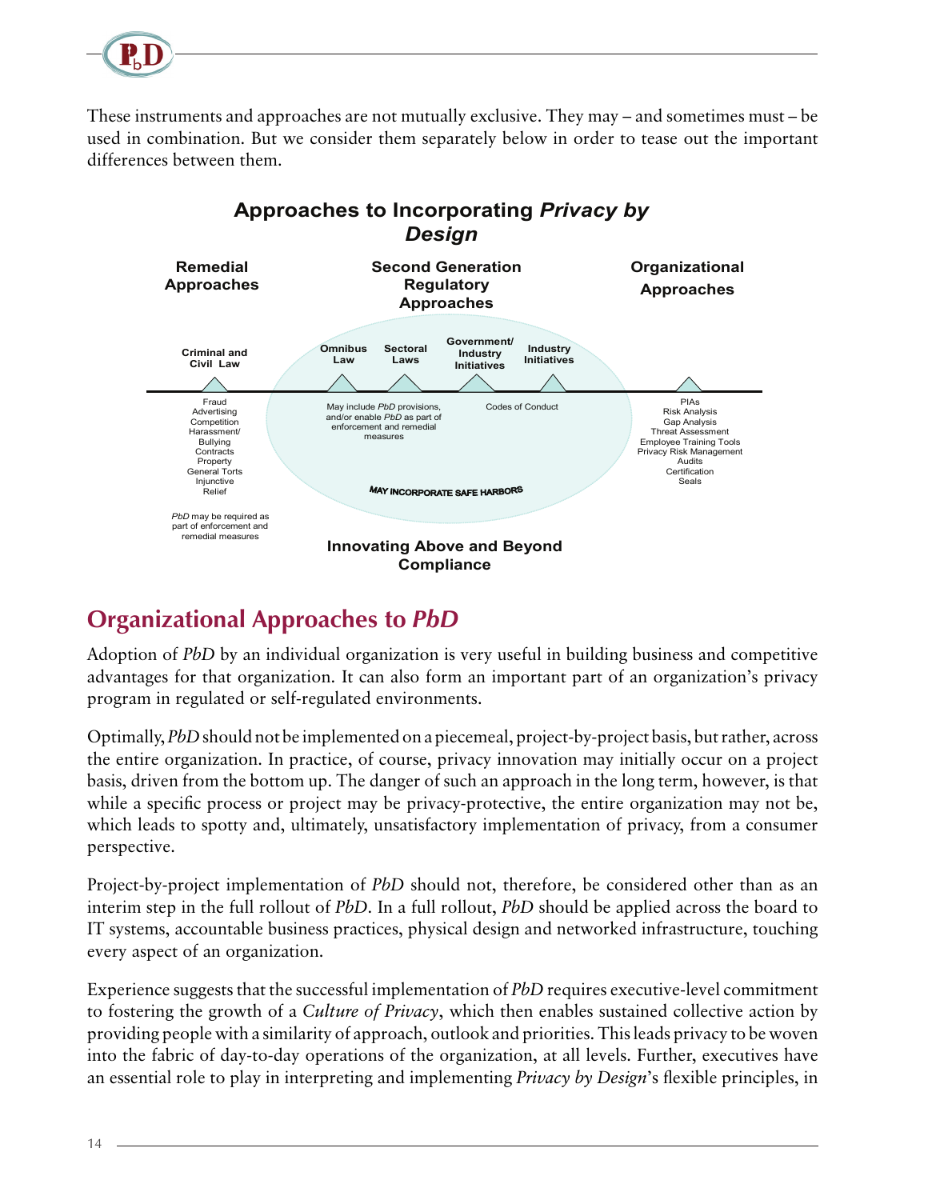These instruments and approaches are not mutually exclusive. They may – and sometimes must – be used in combination. But we consider them separately below in order to tease out the important differences between them.

**Approaches to Incorporating *Privacy by Design***

**Remedial Approaches**

**Criminal and Civil Law**

Fraud
Advertising
Competition
Harassment/ Bullying
Contracts
Property
General Torts
Injunctive Relief

*PbD* may be required as part of enforcement and remedial measures

**Second Generation Regulatory Approaches**

**Omnibus Law** | **Sectoral Laws** | **Government/ Industry Initiatives** | **Industry Initiatives**

May include *PbD* provisions, and/or enable *PbD* as part of enforcement and remedial measures

Codes of Conduct

MAY INCORPORATE SAFE HARBORS

**Organizational Approaches**

PIAs
Risk Analysis
Gap Analysis
Threat Assessment
Employee Training Tools
Privacy Risk Management
Audits
Certification
Seals

**Innovating Above and Beyond Compliance**

## Organizational Approaches to *PbD*

Adoption of *PbD* by an individual organization is very useful in building business and competitive advantages for that organization. It can also form an important part of an organization's privacy program in regulated or self-regulated environments.

Optimally, *PbD* should not be implemented on a piecemeal, project-by-project basis, but rather, across the entire organization. In practice, of course, privacy innovation may initially occur on a project basis, driven from the bottom up. The danger of such an approach in the long term, however, is that while a specific process or project may be privacy-protective, the entire organization may not be, which leads to spotty and, ultimately, unsatisfactory implementation of privacy, from a consumer perspective.

Project-by-project implementation of *PbD* should not, therefore, be considered other than as an interim step in the full rollout of *PbD*. In a full rollout, *PbD* should be applied across the board to IT systems, accountable business practices, physical design and networked infrastructure, touching every aspect of an organization.

Experience suggests that the successful implementation of *PbD* requires executive-level commitment to fostering the growth of a *Culture of Privacy*, which then enables sustained collective action by providing people with a similarity of approach, outlook and priorities. This leads privacy to be woven into the fabric of day-to-day operations of the organization, at all levels. Further, executives have an essential role to play in interpreting and implementing *Privacy by Design*'s flexible principles, in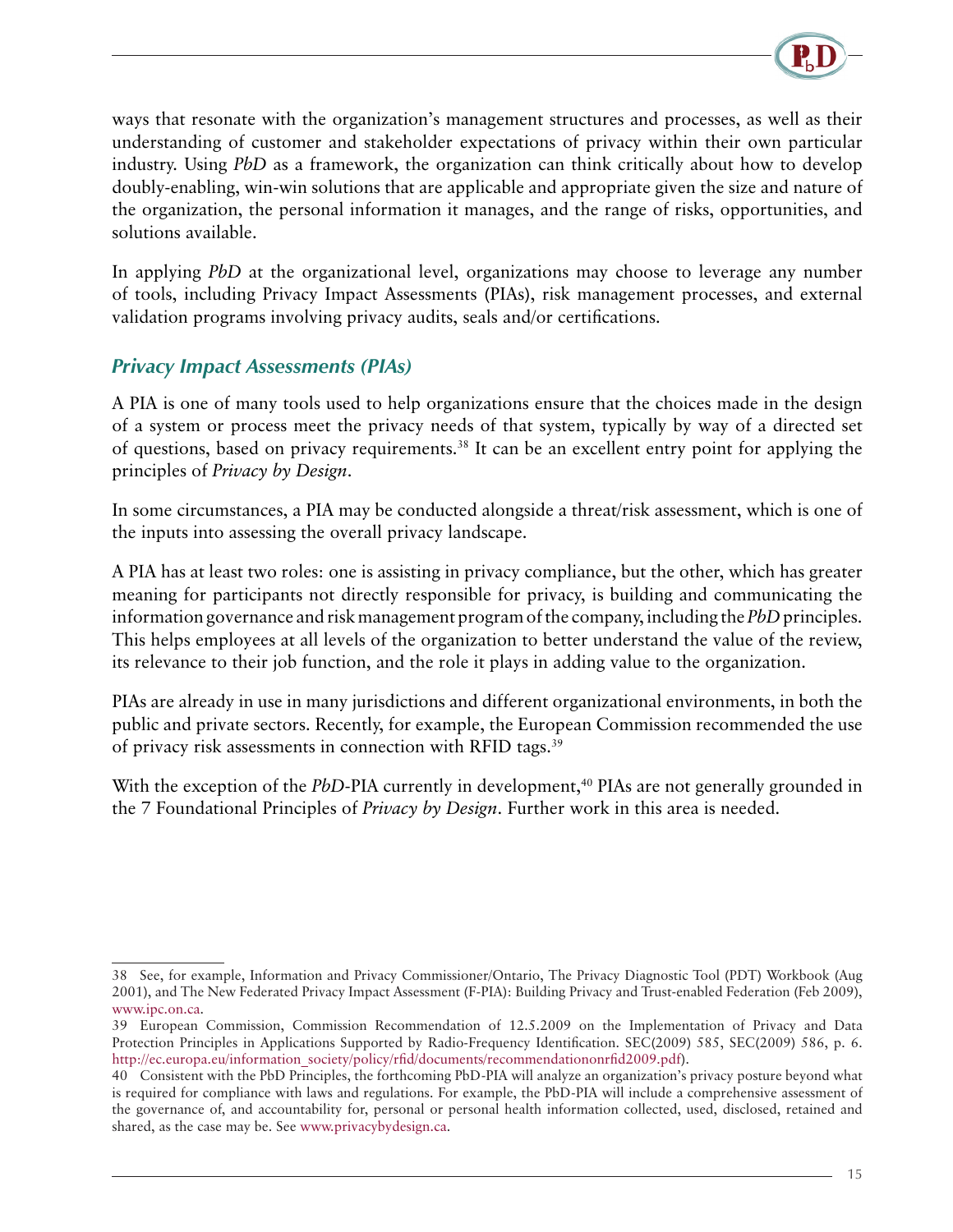ways that resonate with the organization's management structures and processes, as well as their understanding of customer and stakeholder expectations of privacy within their own particular industry. Using *PbD* as a framework, the organization can think critically about how to develop doubly-enabling, win-win solutions that are applicable and appropriate given the size and nature of the organization, the personal information it manages, and the range of risks, opportunities, and solutions available.

In applying *PbD* at the organizational level, organizations may choose to leverage any number of tools, including Privacy Impact Assessments (PIAs), risk management processes, and external validation programs involving privacy audits, seals and/or certifications.

### *Privacy Impact Assessments (PIAs)*

A PIA is one of many tools used to help organizations ensure that the choices made in the design of a system or process meet the privacy needs of that system, typically by way of a directed set of questions, based on privacy requirements.[38] It can be an excellent entry point for applying the principles of *Privacy by Design*.

In some circumstances, a PIA may be conducted alongside a threat/risk assessment, which is one of the inputs into assessing the overall privacy landscape.

A PIA has at least two roles: one is assisting in privacy compliance, but the other, which has greater meaning for participants not directly responsible for privacy, is building and communicating the information governance and risk management program of the company, including the *PbD* principles. This helps employees at all levels of the organization to better understand the value of the review, its relevance to their job function, and the role it plays in adding value to the organization.

PIAs are already in use in many jurisdictions and different organizational environments, in both the public and private sectors. Recently, for example, the European Commission recommended the use of privacy risk assessments in connection with RFID tags.[39]

With the exception of the *PbD*-PIA currently in development,[40] PIAs are not generally grounded in the 7 Foundational Principles of *Privacy by Design*. Further work in this area is needed.

---

38 See, for example, Information and Privacy Commissioner/Ontario, The Privacy Diagnostic Tool (PDT) Workbook (Aug 2001), and The New Federated Privacy Impact Assessment (F-PIA): Building Privacy and Trust-enabled Federation (Feb 2009), www.ipc.on.ca.

39 European Commission, Commission Recommendation of 12.5.2009 on the Implementation of Privacy and Data Protection Principles in Applications Supported by Radio-Frequency Identification. SEC(2009) 585, SEC(2009) 586, p. 6. http://ec.europa.eu/information_society/policy/rfid/documents/recommendationonrfid2009.pdf).

40 Consistent with the PbD Principles, the forthcoming PbD-PIA will analyze an organization's privacy posture beyond what is required for compliance with laws and regulations. For example, the PbD-PIA will include a comprehensive assessment of the governance of, and accountability for, personal or personal health information collected, used, disclosed, retained and shared, as the case may be. See www.privacybydesign.ca.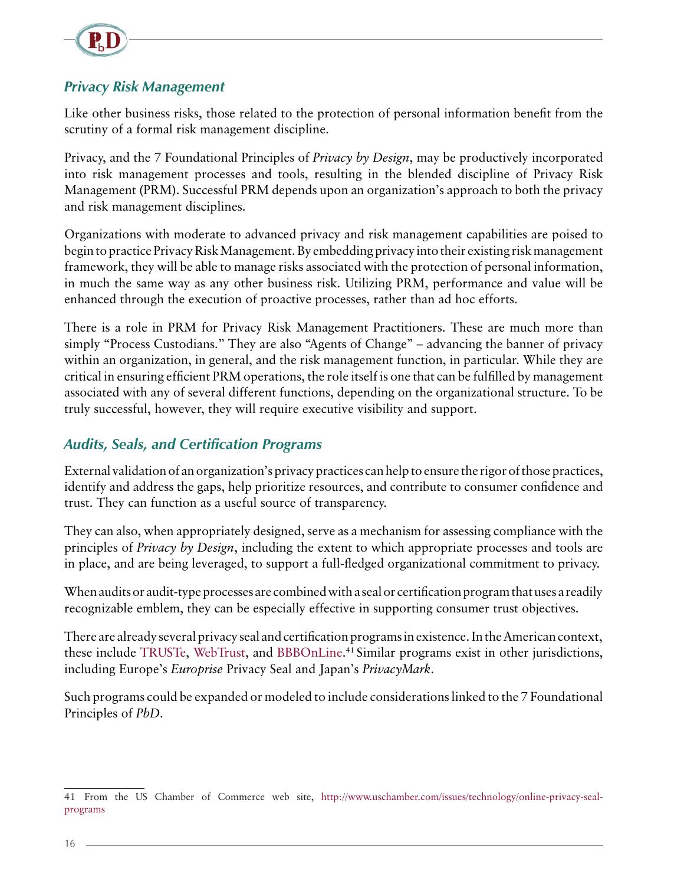## *Privacy Risk Management*

Like other business risks, those related to the protection of personal information benefit from the scrutiny of a formal risk management discipline.

Privacy, and the 7 Foundational Principles of *Privacy by Design*, may be productively incorporated into risk management processes and tools, resulting in the blended discipline of Privacy Risk Management (PRM). Successful PRM depends upon an organization's approach to both the privacy and risk management disciplines.

Organizations with moderate to advanced privacy and risk management capabilities are poised to begin to practice Privacy Risk Management. By embedding privacy into their existing risk management framework, they will be able to manage risks associated with the protection of personal information, in much the same way as any other business risk. Utilizing PRM, performance and value will be enhanced through the execution of proactive processes, rather than ad hoc efforts.

There is a role in PRM for Privacy Risk Management Practitioners. These are much more than simply "Process Custodians." They are also "Agents of Change" – advancing the banner of privacy within an organization, in general, and the risk management function, in particular. While they are critical in ensuring efficient PRM operations, the role itself is one that can be fulfilled by management associated with any of several different functions, depending on the organizational structure. To be truly successful, however, they will require executive visibility and support.

## *Audits, Seals, and Certification Programs*

External validation of an organization's privacy practices can help to ensure the rigor of those practices, identify and address the gaps, help prioritize resources, and contribute to consumer confidence and trust. They can function as a useful source of transparency.

They can also, when appropriately designed, serve as a mechanism for assessing compliance with the principles of *Privacy by Design*, including the extent to which appropriate processes and tools are in place, and are being leveraged, to support a full-fledged organizational commitment to privacy.

When audits or audit-type processes are combined with a seal or certification program that uses a readily recognizable emblem, they can be especially effective in supporting consumer trust objectives.

There are already several privacy seal and certification programs in existence. In the American context, these include TRUSTe, WebTrust, and BBBOnLine.[41] Similar programs exist in other jurisdictions, including Europe's *Europrise* Privacy Seal and Japan's *PrivacyMark*.

Such programs could be expanded or modeled to include considerations linked to the 7 Foundational Principles of *PbD*.

---

41 From the US Chamber of Commerce web site, http://www.uschamber.com/issues/technology/online-privacy-seal-programs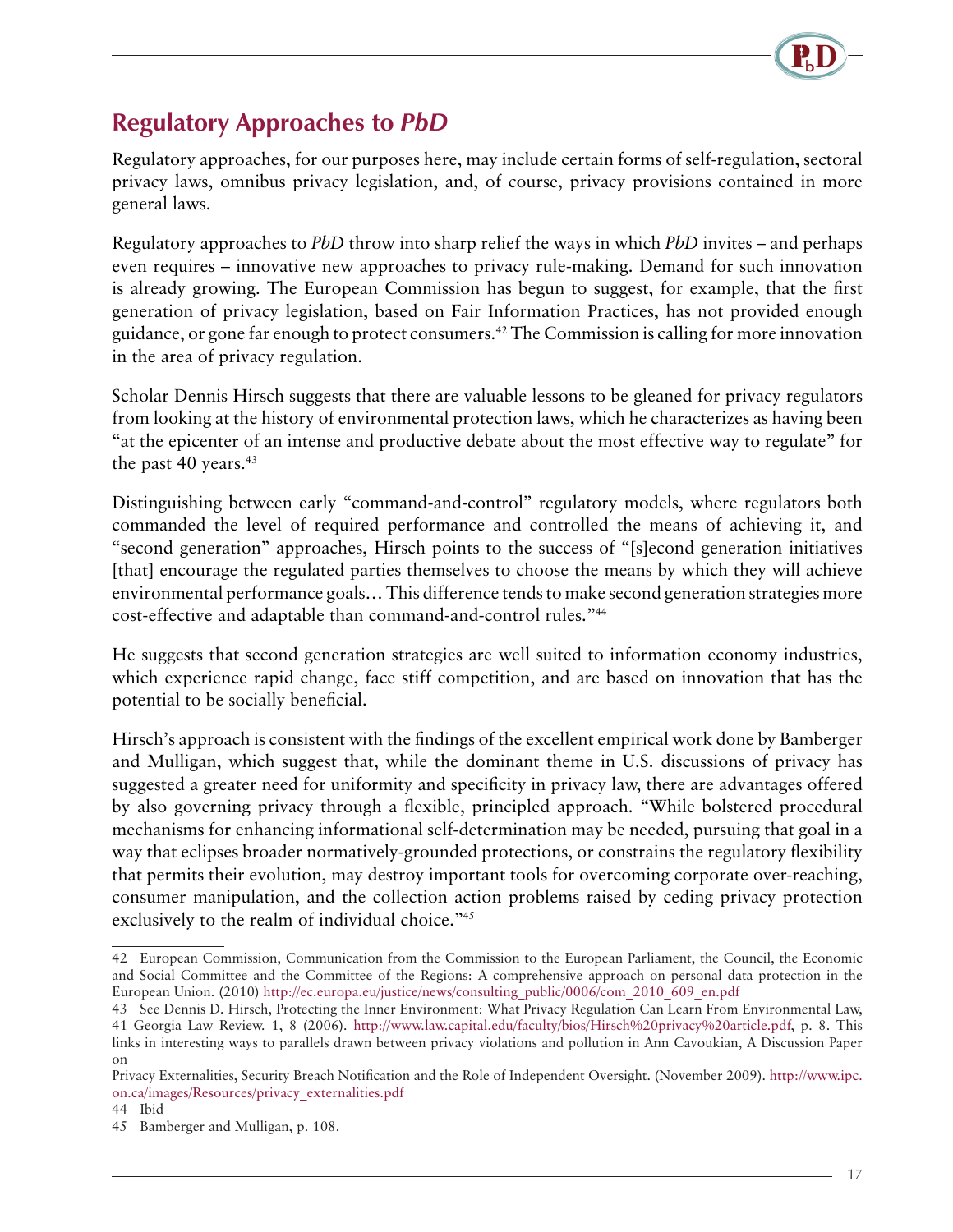## Regulatory Approaches to *PbD*

Regulatory approaches, for our purposes here, may include certain forms of self-regulation, sectoral privacy laws, omnibus privacy legislation, and, of course, privacy provisions contained in more general laws.

Regulatory approaches to *PbD* throw into sharp relief the ways in which *PbD* invites – and perhaps even requires – innovative new approaches to privacy rule-making. Demand for such innovation is already growing. The European Commission has begun to suggest, for example, that the first generation of privacy legislation, based on Fair Information Practices, has not provided enough guidance, or gone far enough to protect consumers.[42] The Commission is calling for more innovation in the area of privacy regulation.

Scholar Dennis Hirsch suggests that there are valuable lessons to be gleaned for privacy regulators from looking at the history of environmental protection laws, which he characterizes as having been "at the epicenter of an intense and productive debate about the most effective way to regulate" for the past 40 years.[43]

Distinguishing between early "command-and-control" regulatory models, where regulators both commanded the level of required performance and controlled the means of achieving it, and "second generation" approaches, Hirsch points to the success of "[s]econd generation initiatives [that] encourage the regulated parties themselves to choose the means by which they will achieve environmental performance goals… This difference tends to make second generation strategies more cost-effective and adaptable than command-and-control rules."[44]

He suggests that second generation strategies are well suited to information economy industries, which experience rapid change, face stiff competition, and are based on innovation that has the potential to be socially beneficial.

Hirsch's approach is consistent with the findings of the excellent empirical work done by Bamberger and Mulligan, which suggest that, while the dominant theme in U.S. discussions of privacy has suggested a greater need for uniformity and specificity in privacy law, there are advantages offered by also governing privacy through a flexible, principled approach. "While bolstered procedural mechanisms for enhancing informational self-determination may be needed, pursuing that goal in a way that eclipses broader normatively-grounded protections, or constrains the regulatory flexibility that permits their evolution, may destroy important tools for overcoming corporate over-reaching, consumer manipulation, and the collection action problems raised by ceding privacy protection exclusively to the realm of individual choice."[45]

---

42 European Commission, Communication from the Commission to the European Parliament, the Council, the Economic and Social Committee and the Committee of the Regions: A comprehensive approach on personal data protection in the European Union. (2010) http://ec.europa.eu/justice/news/consulting_public/0006/com_2010_609_en.pdf

43 See Dennis D. Hirsch, Protecting the Inner Environment: What Privacy Regulation Can Learn From Environmental Law, 41 Georgia Law Review. 1, 8 (2006). http://www.law.capital.edu/faculty/bios/Hirsch%20privacy%20article.pdf, p. 8. This links in interesting ways to parallels drawn between privacy violations and pollution in Ann Cavoukian, A Discussion Paper on Privacy Externalities, Security Breach Notification and the Role of Independent Oversight. (November 2009). http://www.ipc.on.ca/images/Resources/privacy_externalities.pdf

44 Ibid

45 Bamberger and Mulligan, p. 108.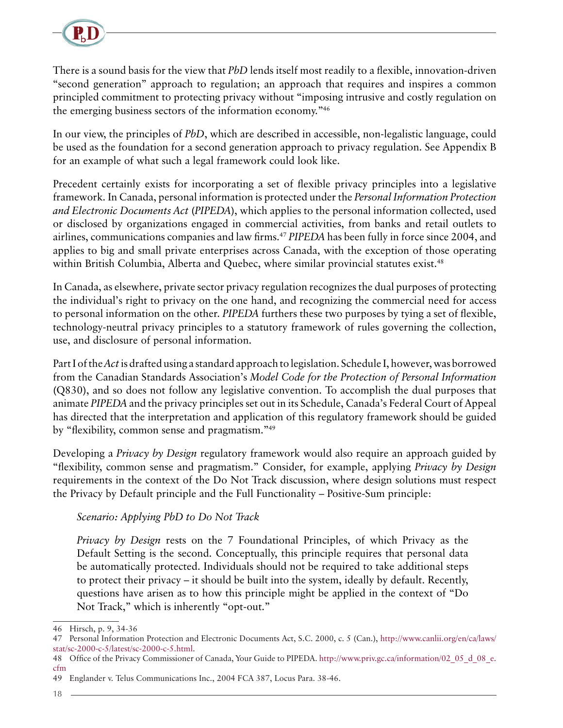There is a sound basis for the view that *PbD* lends itself most readily to a flexible, innovation-driven "second generation" approach to regulation; an approach that requires and inspires a common principled commitment to protecting privacy without "imposing intrusive and costly regulation on the emerging business sectors of the information economy."[46]

In our view, the principles of *PbD*, which are described in accessible, non-legalistic language, could be used as the foundation for a second generation approach to privacy regulation. See Appendix B for an example of what such a legal framework could look like.

Precedent certainly exists for incorporating a set of flexible privacy principles into a legislative framework. In Canada, personal information is protected under the *Personal Information Protection and Electronic Documents Act* (*PIPEDA*), which applies to the personal information collected, used or disclosed by organizations engaged in commercial activities, from banks and retail outlets to airlines, communications companies and law firms.[47] *PIPEDA* has been fully in force since 2004, and applies to big and small private enterprises across Canada, with the exception of those operating within British Columbia, Alberta and Quebec, where similar provincial statutes exist.[48]

In Canada, as elsewhere, private sector privacy regulation recognizes the dual purposes of protecting the individual's right to privacy on the one hand, and recognizing the commercial need for access to personal information on the other. *PIPEDA* furthers these two purposes by tying a set of flexible, technology-neutral privacy principles to a statutory framework of rules governing the collection, use, and disclosure of personal information.

Part I of the *Act* is drafted using a standard approach to legislation. Schedule I, however, was borrowed from the Canadian Standards Association's *Model Code for the Protection of Personal Information* (Q830), and so does not follow any legislative convention. To accomplish the dual purposes that animate *PIPEDA* and the privacy principles set out in its Schedule, Canada's Federal Court of Appeal has directed that the interpretation and application of this regulatory framework should be guided by "flexibility, common sense and pragmatism."[49]

Developing a *Privacy by Design* regulatory framework would also require an approach guided by "flexibility, common sense and pragmatism." Consider, for example, applying *Privacy by Design* requirements in the context of the Do Not Track discussion, where design solutions must respect the Privacy by Default principle and the Full Functionality – Positive-Sum principle:

> *Scenario: Applying PbD to Do Not Track*
>
> *Privacy by Design* rests on the 7 Foundational Principles, of which Privacy as the Default Setting is the second. Conceptually, this principle requires that personal data be automatically protected. Individuals should not be required to take additional steps to protect their privacy – it should be built into the system, ideally by default. Recently, questions have arisen as to how this principle might be applied in the context of "Do Not Track," which is inherently "opt-out."

---

46 Hirsch, p. 9, 34-36

47 Personal Information Protection and Electronic Documents Act, S.C. 2000, c. 5 (Can.), http://www.canlii.org/en/ca/laws/stat/sc-2000-c-5/latest/sc-2000-c-5.html.

48 Office of the Privacy Commissioner of Canada, Your Guide to PIPEDA. http://www.priv.gc.ca/information/02_05_d_08_e.cfm

49 Englander v. Telus Communications Inc., 2004 FCA 387, Locus Para. 38-46.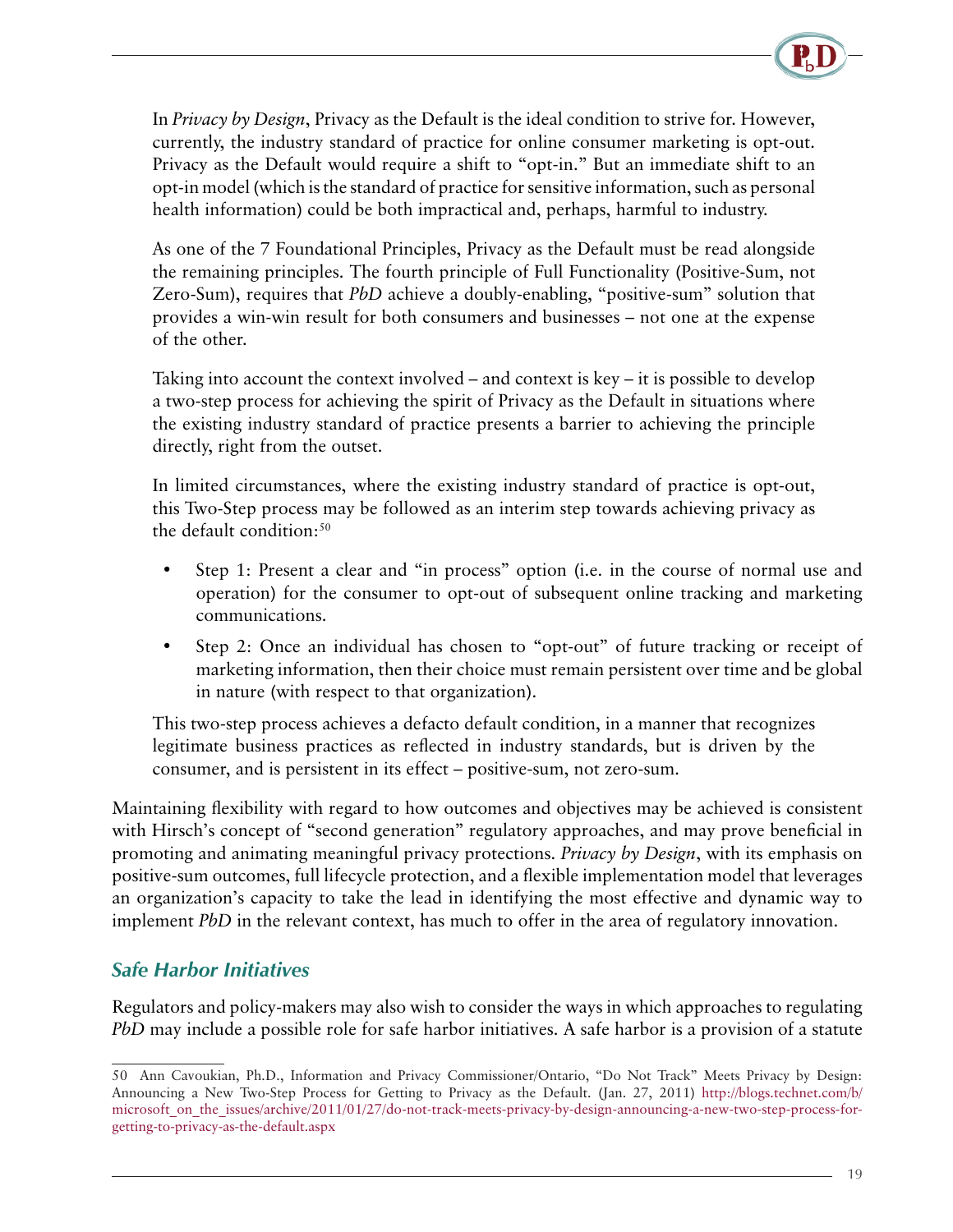In *Privacy by Design*, Privacy as the Default is the ideal condition to strive for. However, currently, the industry standard of practice for online consumer marketing is opt-out. Privacy as the Default would require a shift to "opt-in." But an immediate shift to an opt-in model (which is the standard of practice for sensitive information, such as personal health information) could be both impractical and, perhaps, harmful to industry.

As one of the 7 Foundational Principles, Privacy as the Default must be read alongside the remaining principles. The fourth principle of Full Functionality (Positive-Sum, not Zero-Sum), requires that *PbD* achieve a doubly-enabling, "positive-sum" solution that provides a win-win result for both consumers and businesses – not one at the expense of the other.

Taking into account the context involved – and context is key – it is possible to develop a two-step process for achieving the spirit of Privacy as the Default in situations where the existing industry standard of practice presents a barrier to achieving the principle directly, right from the outset.

In limited circumstances, where the existing industry standard of practice is opt-out, this Two-Step process may be followed as an interim step towards achieving privacy as the default condition:[50]

- Step 1: Present a clear and "in process" option (i.e. in the course of normal use and operation) for the consumer to opt-out of subsequent online tracking and marketing communications.
- Step 2: Once an individual has chosen to "opt-out" of future tracking or receipt of marketing information, then their choice must remain persistent over time and be global in nature (with respect to that organization).

This two-step process achieves a defacto default condition, in a manner that recognizes legitimate business practices as reflected in industry standards, but is driven by the consumer, and is persistent in its effect – positive-sum, not zero-sum.

Maintaining flexibility with regard to how outcomes and objectives may be achieved is consistent with Hirsch's concept of "second generation" regulatory approaches, and may prove beneficial in promoting and animating meaningful privacy protections. *Privacy by Design*, with its emphasis on positive-sum outcomes, full lifecycle protection, and a flexible implementation model that leverages an organization's capacity to take the lead in identifying the most effective and dynamic way to implement *PbD* in the relevant context, has much to offer in the area of regulatory innovation.

### *Safe Harbor Initiatives*

Regulators and policy-makers may also wish to consider the ways in which approaches to regulating *PbD* may include a possible role for safe harbor initiatives. A safe harbor is a provision of a statute

---

50 Ann Cavoukian, Ph.D., Information and Privacy Commissioner/Ontario, "Do Not Track" Meets Privacy by Design: Announcing a New Two-Step Process for Getting to Privacy as the Default. (Jan. 27, 2011) http://blogs.technet.com/b/microsoft_on_the_issues/archive/2011/01/27/do-not-track-meets-privacy-by-design-announcing-a-new-two-step-process-for-getting-to-privacy-as-the-default.aspx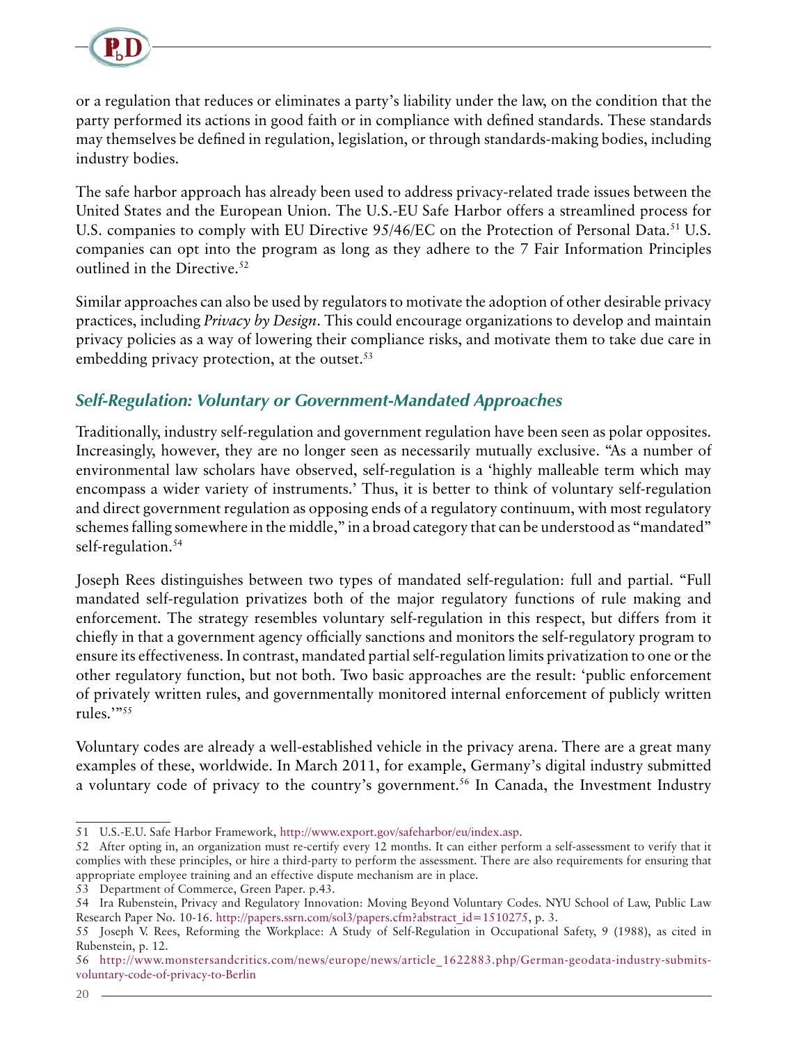or a regulation that reduces or eliminates a party's liability under the law, on the condition that the party performed its actions in good faith or in compliance with defined standards. These standards may themselves be defined in regulation, legislation, or through standards-making bodies, including industry bodies.

The safe harbor approach has already been used to address privacy-related trade issues between the United States and the European Union. The U.S.-EU Safe Harbor offers a streamlined process for U.S. companies to comply with EU Directive 95/46/EC on the Protection of Personal Data.[51] U.S. companies can opt into the program as long as they adhere to the 7 Fair Information Principles outlined in the Directive.[52]

Similar approaches can also be used by regulators to motivate the adoption of other desirable privacy practices, including *Privacy by Design*. This could encourage organizations to develop and maintain privacy policies as a way of lowering their compliance risks, and motivate them to take due care in embedding privacy protection, at the outset.[53]

### *Self-Regulation: Voluntary or Government-Mandated Approaches*

Traditionally, industry self-regulation and government regulation have been seen as polar opposites. Increasingly, however, they are no longer seen as necessarily mutually exclusive. "As a number of environmental law scholars have observed, self-regulation is a 'highly malleable term which may encompass a wider variety of instruments.' Thus, it is better to think of voluntary self-regulation and direct government regulation as opposing ends of a regulatory continuum, with most regulatory schemes falling somewhere in the middle," in a broad category that can be understood as "mandated" self-regulation.[54]

Joseph Rees distinguishes between two types of mandated self-regulation: full and partial. "Full mandated self-regulation privatizes both of the major regulatory functions of rule making and enforcement. The strategy resembles voluntary self-regulation in this respect, but differs from it chiefly in that a government agency officially sanctions and monitors the self-regulatory program to ensure its effectiveness. In contrast, mandated partial self-regulation limits privatization to one or the other regulatory function, but not both. Two basic approaches are the result: 'public enforcement of privately written rules, and governmentally monitored internal enforcement of publicly written rules.'"[55]

Voluntary codes are already a well-established vehicle in the privacy arena. There are a great many examples of these, worldwide. In March 2011, for example, Germany's digital industry submitted a voluntary code of privacy to the country's government.[56] In Canada, the Investment Industry

---

51 U.S.-E.U. Safe Harbor Framework, http://www.export.gov/safeharbor/eu/index.asp.

52 After opting in, an organization must re-certify every 12 months. It can either perform a self-assessment to verify that it complies with these principles, or hire a third-party to perform the assessment. There are also requirements for ensuring that appropriate employee training and an effective dispute mechanism are in place.

53 Department of Commerce, Green Paper. p.43.

54 Ira Rubenstein, Privacy and Regulatory Innovation: Moving Beyond Voluntary Codes. NYU School of Law, Public Law Research Paper No. 10-16. http://papers.ssrn.com/sol3/papers.cfm?abstract_id=1510275, p. 3.

55 Joseph V. Rees, Reforming the Workplace: A Study of Self-Regulation in Occupational Safety, 9 (1988), as cited in Rubenstein, p. 12.

56 http://www.monstersandcritics.com/news/europe/news/article_1622883.php/German-geodata-industry-submits-voluntary-code-of-privacy-to-Berlin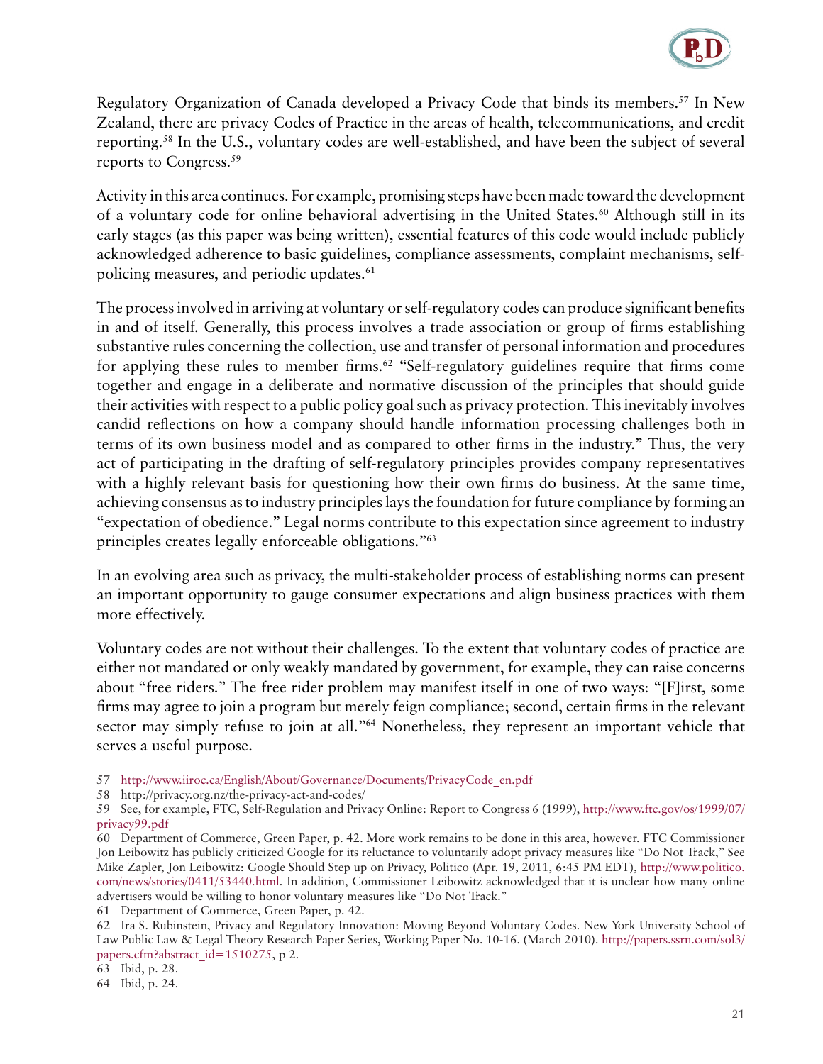Regulatory Organization of Canada developed a Privacy Code that binds its members.[57] In New Zealand, there are privacy Codes of Practice in the areas of health, telecommunications, and credit reporting.[58] In the U.S., voluntary codes are well-established, and have been the subject of several reports to Congress.[59]

Activity in this area continues. For example, promising steps have been made toward the development of a voluntary code for online behavioral advertising in the United States.[60] Although still in its early stages (as this paper was being written), essential features of this code would include publicly acknowledged adherence to basic guidelines, compliance assessments, complaint mechanisms, self-policing measures, and periodic updates.[61]

The process involved in arriving at voluntary or self-regulatory codes can produce significant benefits in and of itself. Generally, this process involves a trade association or group of firms establishing substantive rules concerning the collection, use and transfer of personal information and procedures for applying these rules to member firms.[62] "Self-regulatory guidelines require that firms come together and engage in a deliberate and normative discussion of the principles that should guide their activities with respect to a public policy goal such as privacy protection. This inevitably involves candid reflections on how a company should handle information processing challenges both in terms of its own business model and as compared to other firms in the industry." Thus, the very act of participating in the drafting of self-regulatory principles provides company representatives with a highly relevant basis for questioning how their own firms do business. At the same time, achieving consensus as to industry principles lays the foundation for future compliance by forming an "expectation of obedience." Legal norms contribute to this expectation since agreement to industry principles creates legally enforceable obligations."[63]

In an evolving area such as privacy, the multi-stakeholder process of establishing norms can present an important opportunity to gauge consumer expectations and align business practices with them more effectively.

Voluntary codes are not without their challenges. To the extent that voluntary codes of practice are either not mandated or only weakly mandated by government, for example, they can raise concerns about "free riders." The free rider problem may manifest itself in one of two ways: "[F]irst, some firms may agree to join a program but merely feign compliance; second, certain firms in the relevant sector may simply refuse to join at all."[64] Nonetheless, they represent an important vehicle that serves a useful purpose.

---

57 http://www.iiroc.ca/English/About/Governance/Documents/PrivacyCode_en.pdf

58 http://privacy.org.nz/the-privacy-act-and-codes/

59 See, for example, FTC, Self-Regulation and Privacy Online: Report to Congress 6 (1999), http://www.ftc.gov/os/1999/07/privacy99.pdf

60 Department of Commerce, Green Paper, p. 42. More work remains to be done in this area, however. FTC Commissioner Jon Leibowitz has publicly criticized Google for its reluctance to voluntarily adopt privacy measures like "Do Not Track," See Mike Zapler, Jon Leibowitz: Google Should Step up on Privacy, Politico (Apr. 19, 2011, 6:45 PM EDT), http://www.politico.com/news/stories/0411/53440.html. In addition, Commissioner Leibowitz acknowledged that it is unclear how many online advertisers would be willing to honor voluntary measures like "Do Not Track."

61 Department of Commerce, Green Paper, p. 42.

62 Ira S. Rubinstein, Privacy and Regulatory Innovation: Moving Beyond Voluntary Codes. New York University School of Law Public Law & Legal Theory Research Paper Series, Working Paper No. 10-16. (March 2010). http://papers.ssrn.com/sol3/papers.cfm?abstract_id=1510275, p 2.

63 Ibid, p. 28.

64 Ibid, p. 24.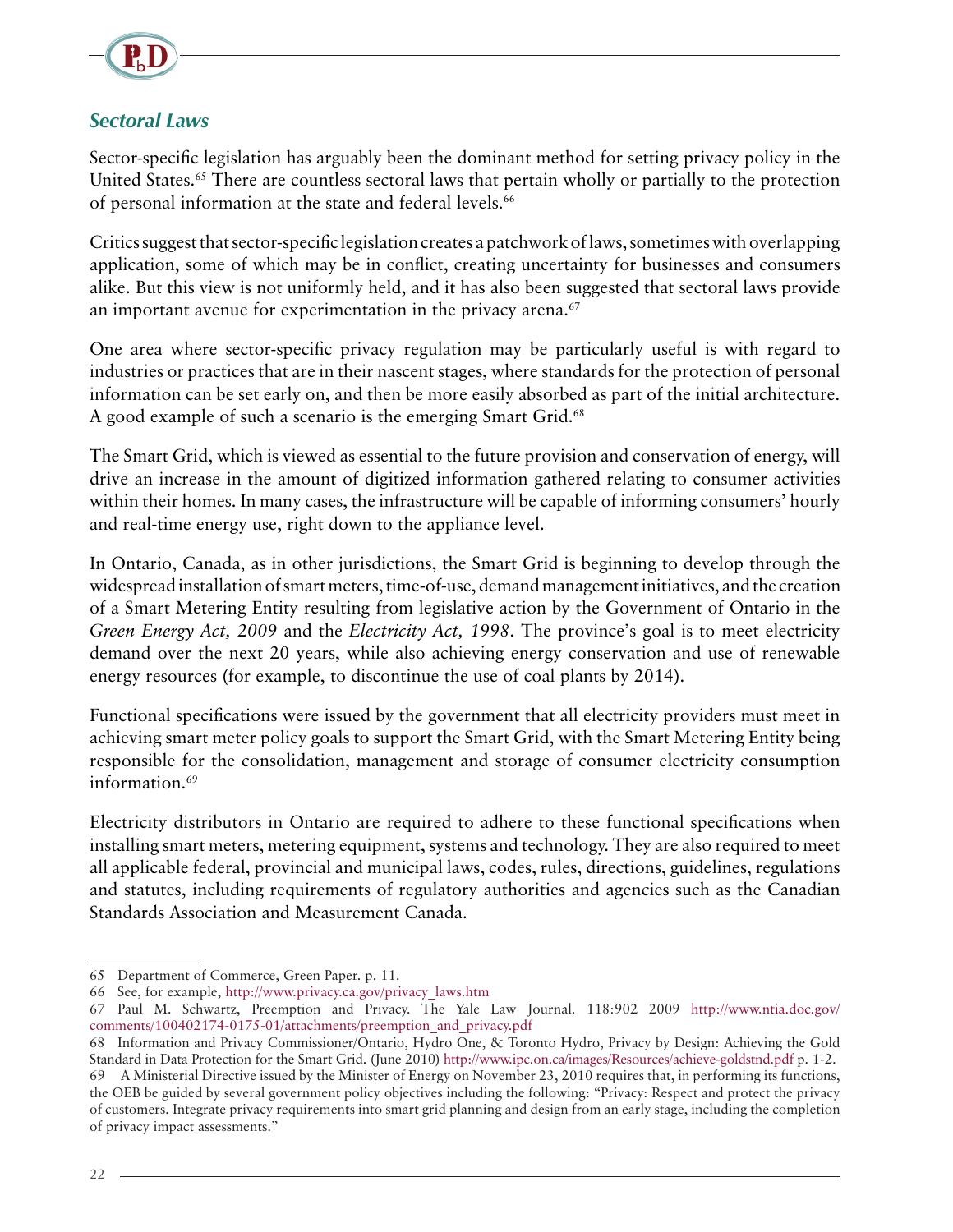### *Sectoral Laws*

Sector-specific legislation has arguably been the dominant method for setting privacy policy in the United States.[65] There are countless sectoral laws that pertain wholly or partially to the protection of personal information at the state and federal levels.[66]

Critics suggest that sector-specific legislation creates a patchwork of laws, sometimes with overlapping application, some of which may be in conflict, creating uncertainty for businesses and consumers alike. But this view is not uniformly held, and it has also been suggested that sectoral laws provide an important avenue for experimentation in the privacy arena.[67]

One area where sector-specific privacy regulation may be particularly useful is with regard to industries or practices that are in their nascent stages, where standards for the protection of personal information can be set early on, and then be more easily absorbed as part of the initial architecture. A good example of such a scenario is the emerging Smart Grid.[68]

The Smart Grid, which is viewed as essential to the future provision and conservation of energy, will drive an increase in the amount of digitized information gathered relating to consumer activities within their homes. In many cases, the infrastructure will be capable of informing consumers' hourly and real-time energy use, right down to the appliance level.

In Ontario, Canada, as in other jurisdictions, the Smart Grid is beginning to develop through the widespread installation of smart meters, time-of-use, demand management initiatives, and the creation of a Smart Metering Entity resulting from legislative action by the Government of Ontario in the *Green Energy Act, 2009* and the *Electricity Act, 1998*. The province's goal is to meet electricity demand over the next 20 years, while also achieving energy conservation and use of renewable energy resources (for example, to discontinue the use of coal plants by 2014).

Functional specifications were issued by the government that all electricity providers must meet in achieving smart meter policy goals to support the Smart Grid, with the Smart Metering Entity being responsible for the consolidation, management and storage of consumer electricity consumption information.[69]

Electricity distributors in Ontario are required to adhere to these functional specifications when installing smart meters, metering equipment, systems and technology. They are also required to meet all applicable federal, provincial and municipal laws, codes, rules, directions, guidelines, regulations and statutes, including requirements of regulatory authorities and agencies such as the Canadian Standards Association and Measurement Canada.

---

65 Department of Commerce, Green Paper. p. 11.

66 See, for example, http://www.privacy.ca.gov/privacy_laws.htm

67 Paul M. Schwartz, Preemption and Privacy. The Yale Law Journal. 118:902 2009 http://www.ntia.doc.gov/comments/100402174-0175-01/attachments/preemption_and_privacy.pdf

68 Information and Privacy Commissioner/Ontario, Hydro One, & Toronto Hydro, Privacy by Design: Achieving the Gold Standard in Data Protection for the Smart Grid. (June 2010) http://www.ipc.on.ca/images/Resources/achieve-goldstnd.pdf p. 1-2.

69 A Ministerial Directive issued by the Minister of Energy on November 23, 2010 requires that, in performing its functions, the OEB be guided by several government policy objectives including the following: "Privacy: Respect and protect the privacy of customers. Integrate privacy requirements into smart grid planning and design from an early stage, including the completion of privacy impact assessments."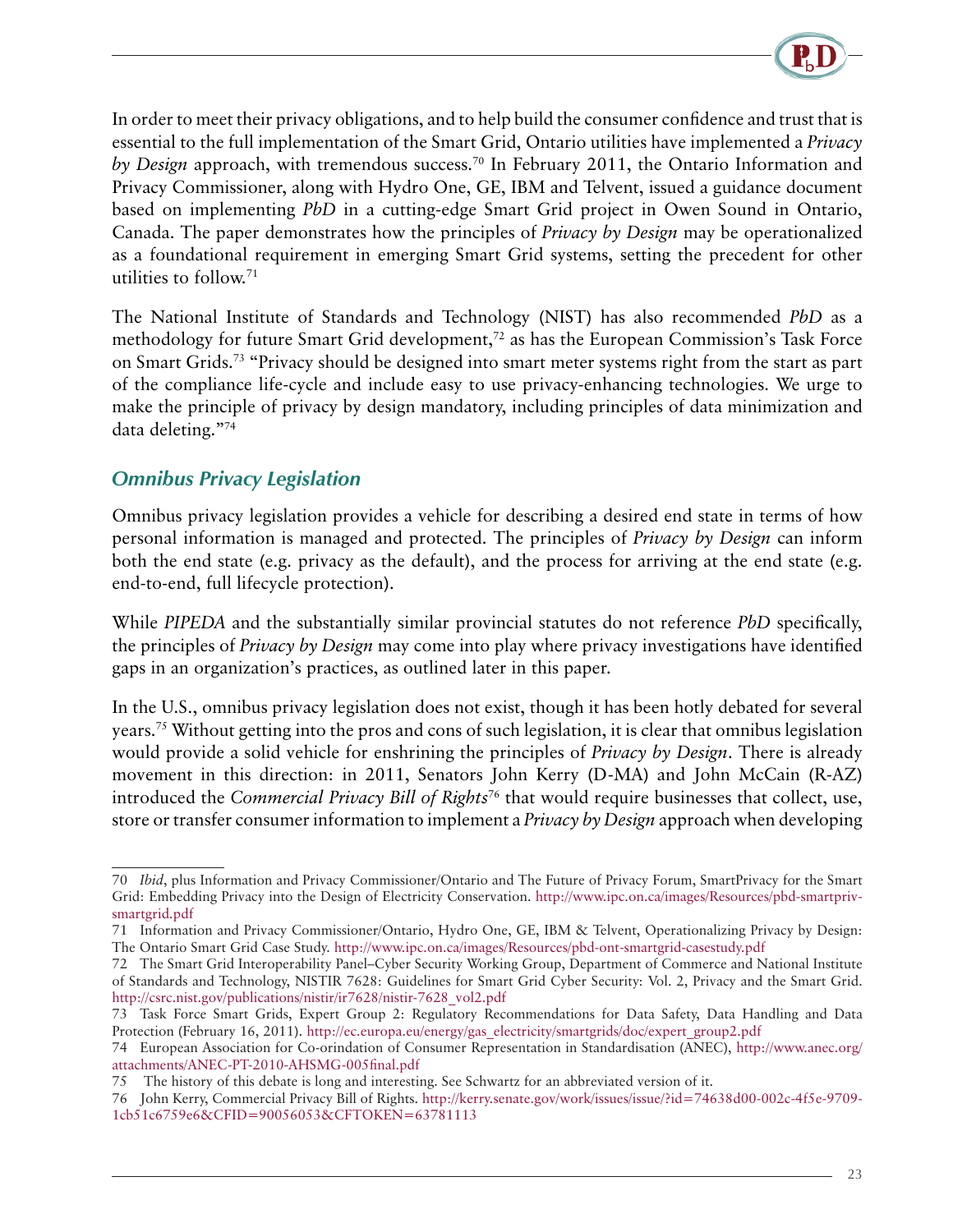In order to meet their privacy obligations, and to help build the consumer confidence and trust that is essential to the full implementation of the Smart Grid, Ontario utilities have implemented a *Privacy by Design* approach, with tremendous success.[70] In February 2011, the Ontario Information and Privacy Commissioner, along with Hydro One, GE, IBM and Telvent, issued a guidance document based on implementing *PbD* in a cutting-edge Smart Grid project in Owen Sound in Ontario, Canada. The paper demonstrates how the principles of *Privacy by Design* may be operationalized as a foundational requirement in emerging Smart Grid systems, setting the precedent for other utilities to follow.[71]

The National Institute of Standards and Technology (NIST) has also recommended *PbD* as a methodology for future Smart Grid development,[72] as has the European Commission's Task Force on Smart Grids.[73] "Privacy should be designed into smart meter systems right from the start as part of the compliance life-cycle and include easy to use privacy-enhancing technologies. We urge to make the principle of privacy by design mandatory, including principles of data minimization and data deleting."[74]

## *Omnibus Privacy Legislation*

Omnibus privacy legislation provides a vehicle for describing a desired end state in terms of how personal information is managed and protected. The principles of *Privacy by Design* can inform both the end state (e.g. privacy as the default), and the process for arriving at the end state (e.g. end-to-end, full lifecycle protection).

While *PIPEDA* and the substantially similar provincial statutes do not reference *PbD* specifically, the principles of *Privacy by Design* may come into play where privacy investigations have identified gaps in an organization's practices, as outlined later in this paper.

In the U.S., omnibus privacy legislation does not exist, though it has been hotly debated for several years.[75] Without getting into the pros and cons of such legislation, it is clear that omnibus legislation would provide a solid vehicle for enshrining the principles of *Privacy by Design*. There is already movement in this direction: in 2011, Senators John Kerry (D-MA) and John McCain (R-AZ) introduced the *Commercial Privacy Bill of Rights*[76] that would require businesses that collect, use, store or transfer consumer information to implement a *Privacy by Design* approach when developing

---

70 *Ibid*, plus Information and Privacy Commissioner/Ontario and The Future of Privacy Forum, SmartPrivacy for the Smart Grid: Embedding Privacy into the Design of Electricity Conservation. http://www.ipc.on.ca/images/Resources/pbd-smartpriv-smartgrid.pdf

71 Information and Privacy Commissioner/Ontario, Hydro One, GE, IBM & Telvent, Operationalizing Privacy by Design: The Ontario Smart Grid Case Study. http://www.ipc.on.ca/images/Resources/pbd-ont-smartgrid-casestudy.pdf

72 The Smart Grid Interoperability Panel–Cyber Security Working Group, Department of Commerce and National Institute of Standards and Technology, NISTIR 7628: Guidelines for Smart Grid Cyber Security: Vol. 2, Privacy and the Smart Grid. http://csrc.nist.gov/publications/nistir/ir7628/nistir-7628_vol2.pdf

73 Task Force Smart Grids, Expert Group 2: Regulatory Recommendations for Data Safety, Data Handling and Data Protection (February 16, 2011). http://ec.europa.eu/energy/gas_electricity/smartgrids/doc/expert_group2.pdf

74 European Association for Co-orindation of Consumer Representation in Standardisation (ANEC), http://www.anec.org/attachments/ANEC-PT-2010-AHSMG-005final.pdf

75 The history of this debate is long and interesting. See Schwartz for an abbreviated version of it.

76 John Kerry, Commercial Privacy Bill of Rights. http://kerry.senate.gov/work/issues/issue/?id=74638d00-002c-4f5e-9709-1cb51c6759e6&CFID=90056053&CFTOKEN=63781113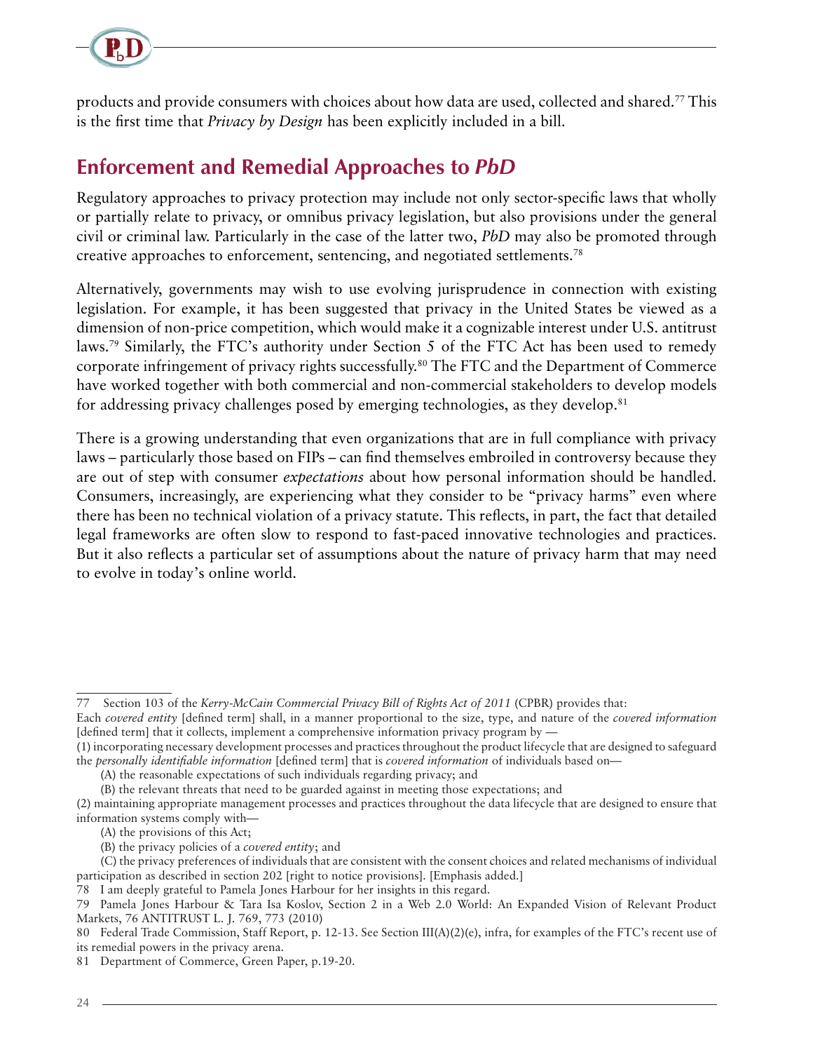products and provide consumers with choices about how data are used, collected and shared.[77] This is the first time that *Privacy by Design* has been explicitly included in a bill.

## Enforcement and Remedial Approaches to *PbD*

Regulatory approaches to privacy protection may include not only sector-specific laws that wholly or partially relate to privacy, or omnibus privacy legislation, but also provisions under the general civil or criminal law. Particularly in the case of the latter two, *PbD* may also be promoted through creative approaches to enforcement, sentencing, and negotiated settlements.[78]

Alternatively, governments may wish to use evolving jurisprudence in connection with existing legislation. For example, it has been suggested that privacy in the United States be viewed as a dimension of non-price competition, which would make it a cognizable interest under U.S. antitrust laws.[79] Similarly, the FTC's authority under Section 5 of the FTC Act has been used to remedy corporate infringement of privacy rights successfully.[80] The FTC and the Department of Commerce have worked together with both commercial and non-commercial stakeholders to develop models for addressing privacy challenges posed by emerging technologies, as they develop.[81]

There is a growing understanding that even organizations that are in full compliance with privacy laws – particularly those based on FIPs – can find themselves embroiled in controversy because they are out of step with consumer *expectations* about how personal information should be handled. Consumers, increasingly, are experiencing what they consider to be "privacy harms" even where there has been no technical violation of a privacy statute. This reflects, in part, the fact that detailed legal frameworks are often slow to respond to fast-paced innovative technologies and practices. But it also reflects a particular set of assumptions about the nature of privacy harm that may need to evolve in today's online world.

---

77 Section 103 of the *Kerry-McCain Commercial Privacy Bill of Rights Act of 2011* (CPBR) provides that:

Each *covered entity* [defined term] shall, in a manner proportional to the size, type, and nature of the *covered information* [defined term] that it collects, implement a comprehensive information privacy program by —

(1) incorporating necessary development processes and practices throughout the product lifecycle that are designed to safeguard the *personally identifiable information* [defined term] that is *covered information* of individuals based on—

(A) the reasonable expectations of such individuals regarding privacy; and

(B) the relevant threats that need to be guarded against in meeting those expectations; and

(2) maintaining appropriate management processes and practices throughout the data lifecycle that are designed to ensure that information systems comply with—

(A) the provisions of this Act;

(B) the privacy policies of a *covered entity*; and

(C) the privacy preferences of individuals that are consistent with the consent choices and related mechanisms of individual participation as described in section 202 [right to notice provisions]. [Emphasis added.]

78 I am deeply grateful to Pamela Jones Harbour for her insights in this regard.

79 Pamela Jones Harbour & Tara Isa Koslov, Section 2 in a Web 2.0 World: An Expanded Vision of Relevant Product Markets, 76 ANTITRUST L. J. 769, 773 (2010)

80 Federal Trade Commission, Staff Report, p. 12-13. See Section III(A)(2)(e), infra, for examples of the FTC's recent use of its remedial powers in the privacy arena.

81 Department of Commerce, Green Paper, p.19-20.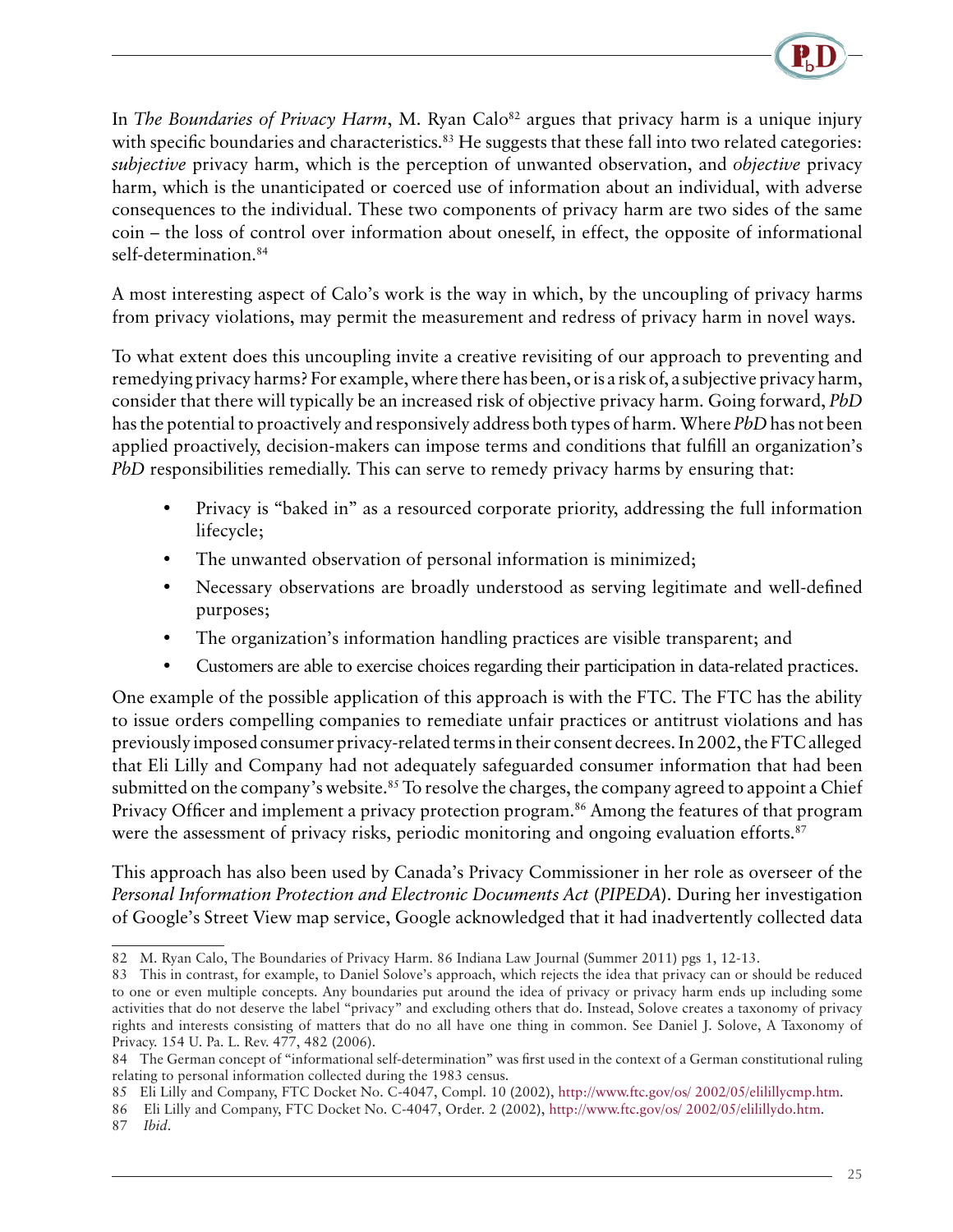In *The Boundaries of Privacy Harm*, M. Ryan Calo[82] argues that privacy harm is a unique injury with specific boundaries and characteristics.[83] He suggests that these fall into two related categories: *subjective* privacy harm, which is the perception of unwanted observation, and *objective* privacy harm, which is the unanticipated or coerced use of information about an individual, with adverse consequences to the individual. These two components of privacy harm are two sides of the same coin – the loss of control over information about oneself, in effect, the opposite of informational self-determination.[84]

A most interesting aspect of Calo's work is the way in which, by the uncoupling of privacy harms from privacy violations, may permit the measurement and redress of privacy harm in novel ways.

To what extent does this uncoupling invite a creative revisiting of our approach to preventing and remedying privacy harms? For example, where there has been, or is a risk of, a subjective privacy harm, consider that there will typically be an increased risk of objective privacy harm. Going forward, *PbD* has the potential to proactively and responsively address both types of harm. Where *PbD* has not been applied proactively, decision-makers can impose terms and conditions that fulfill an organization's *PbD* responsibilities remedially. This can serve to remedy privacy harms by ensuring that:

- Privacy is "baked in" as a resourced corporate priority, addressing the full information lifecycle;
- The unwanted observation of personal information is minimized;
- Necessary observations are broadly understood as serving legitimate and well-defined purposes;
- The organization's information handling practices are visible transparent; and
- Customers are able to exercise choices regarding their participation in data-related practices.

One example of the possible application of this approach is with the FTC. The FTC has the ability to issue orders compelling companies to remediate unfair practices or antitrust violations and has previously imposed consumer privacy-related terms in their consent decrees. In 2002, the FTC alleged that Eli Lilly and Company had not adequately safeguarded consumer information that had been submitted on the company's website.[85] To resolve the charges, the company agreed to appoint a Chief Privacy Officer and implement a privacy protection program.[86] Among the features of that program were the assessment of privacy risks, periodic monitoring and ongoing evaluation efforts.[87]

This approach has also been used by Canada's Privacy Commissioner in her role as overseer of the *Personal Information Protection and Electronic Documents Act* (*PIPEDA*). During her investigation of Google's Street View map service, Google acknowledged that it had inadvertently collected data

---

82 M. Ryan Calo, The Boundaries of Privacy Harm. 86 Indiana Law Journal (Summer 2011) pgs 1, 12-13.

83 This in contrast, for example, to Daniel Solove's approach, which rejects the idea that privacy can or should be reduced to one or even multiple concepts. Any boundaries put around the idea of privacy or privacy harm ends up including some activities that do not deserve the label "privacy" and excluding others that do. Instead, Solove creates a taxonomy of privacy rights and interests consisting of matters that do no all have one thing in common. See Daniel J. Solove, A Taxonomy of Privacy. 154 U. Pa. L. Rev. 477, 482 (2006).

84 The German concept of "informational self-determination" was first used in the context of a German constitutional ruling relating to personal information collected during the 1983 census.

85 Eli Lilly and Company, FTC Docket No. C-4047, Compl. 10 (2002), http://www.ftc.gov/os/ 2002/05/elilillycmp.htm.

86 Eli Lilly and Company, FTC Docket No. C-4047, Order. 2 (2002), http://www.ftc.gov/os/ 2002/05/elilillydo.htm.

87 *Ibid*.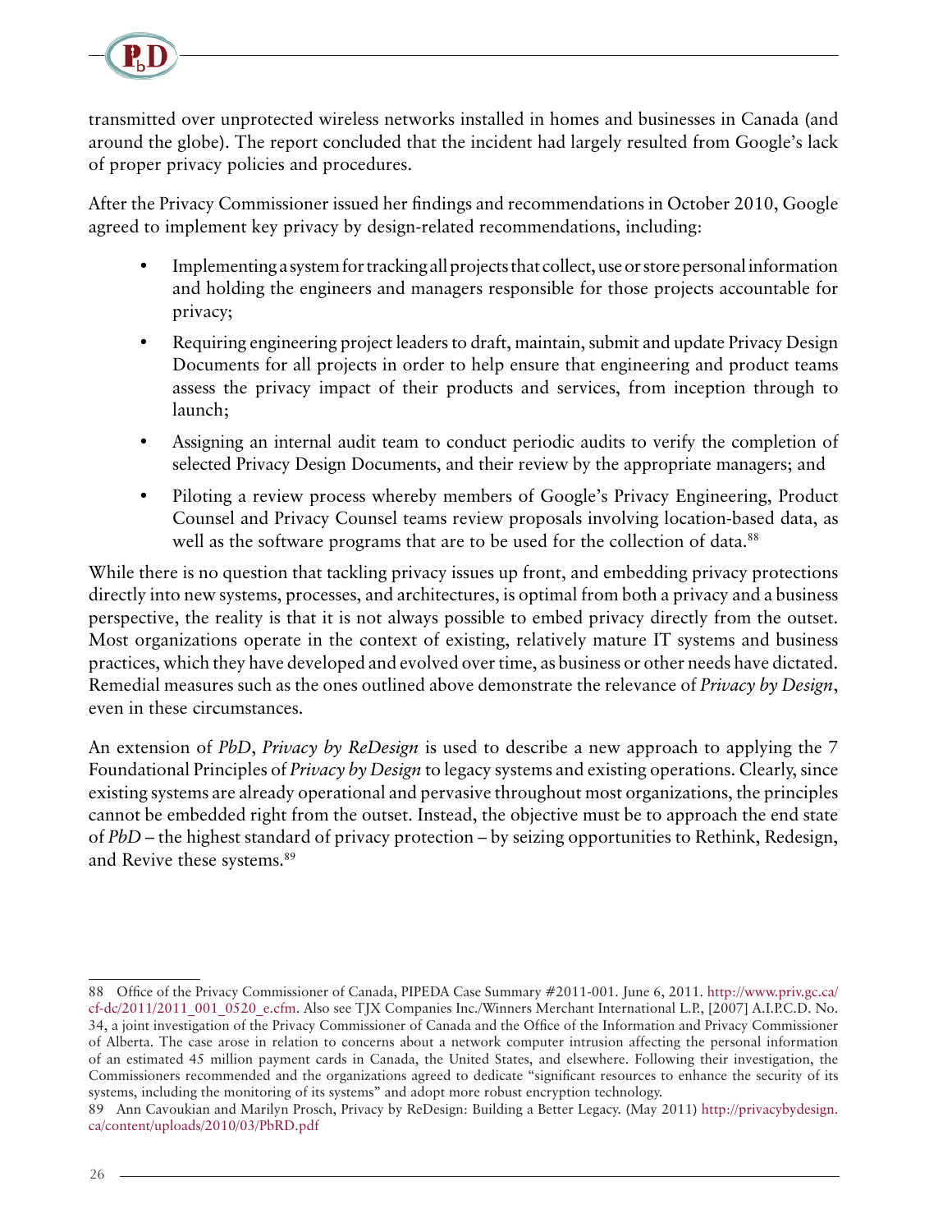transmitted over unprotected wireless networks installed in homes and businesses in Canada (and around the globe). The report concluded that the incident had largely resulted from Google's lack of proper privacy policies and procedures.

After the Privacy Commissioner issued her findings and recommendations in October 2010, Google agreed to implement key privacy by design-related recommendations, including:

- Implementing a system for tracking all projects that collect, use or store personal information and holding the engineers and managers responsible for those projects accountable for privacy;
- Requiring engineering project leaders to draft, maintain, submit and update Privacy Design Documents for all projects in order to help ensure that engineering and product teams assess the privacy impact of their products and services, from inception through to launch;
- Assigning an internal audit team to conduct periodic audits to verify the completion of selected Privacy Design Documents, and their review by the appropriate managers; and
- Piloting a review process whereby members of Google's Privacy Engineering, Product Counsel and Privacy Counsel teams review proposals involving location-based data, as well as the software programs that are to be used for the collection of data.[88]

While there is no question that tackling privacy issues up front, and embedding privacy protections directly into new systems, processes, and architectures, is optimal from both a privacy and a business perspective, the reality is that it is not always possible to embed privacy directly from the outset. Most organizations operate in the context of existing, relatively mature IT systems and business practices, which they have developed and evolved over time, as business or other needs have dictated. Remedial measures such as the ones outlined above demonstrate the relevance of *Privacy by Design*, even in these circumstances.

An extension of *PbD*, *Privacy by ReDesign* is used to describe a new approach to applying the 7 Foundational Principles of *Privacy by Design* to legacy systems and existing operations. Clearly, since existing systems are already operational and pervasive throughout most organizations, the principles cannot be embedded right from the outset. Instead, the objective must be to approach the end state of *PbD* – the highest standard of privacy protection – by seizing opportunities to Rethink, Redesign, and Revive these systems.[89]

---

88 Office of the Privacy Commissioner of Canada, PIPEDA Case Summary #2011-001. June 6, 2011. http://www.priv.gc.ca/cf-dc/2011/2011_001_0520_e.cfm. Also see TJX Companies Inc./Winners Merchant International L.P., [2007] A.I.P.C.D. No. 34, a joint investigation of the Privacy Commissioner of Canada and the Office of the Information and Privacy Commissioner of Alberta. The case arose in relation to concerns about a network computer intrusion affecting the personal information of an estimated 45 million payment cards in Canada, the United States, and elsewhere. Following their investigation, the Commissioners recommended and the organizations agreed to dedicate "significant resources to enhance the security of its systems, including the monitoring of its systems" and adopt more robust encryption technology.

89 Ann Cavoukian and Marilyn Prosch, Privacy by ReDesign: Building a Better Legacy. (May 2011) http://privacybydesign.ca/content/uploads/2010/03/PbRD.pdf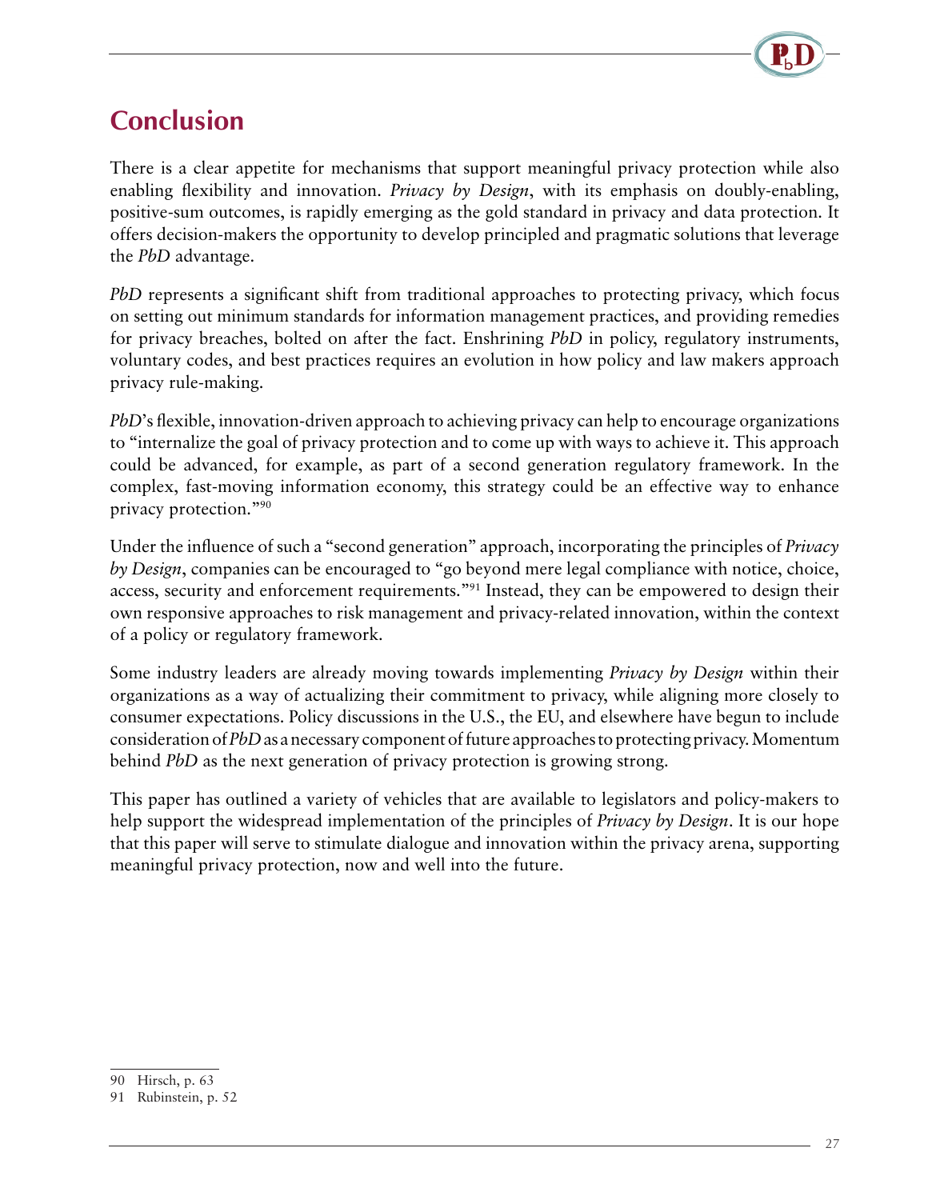# Conclusion

There is a clear appetite for mechanisms that support meaningful privacy protection while also enabling flexibility and innovation. *Privacy by Design*, with its emphasis on doubly-enabling, positive-sum outcomes, is rapidly emerging as the gold standard in privacy and data protection. It offers decision-makers the opportunity to develop principled and pragmatic solutions that leverage the *PbD* advantage.

*PbD* represents a significant shift from traditional approaches to protecting privacy, which focus on setting out minimum standards for information management practices, and providing remedies for privacy breaches, bolted on after the fact. Enshrining *PbD* in policy, regulatory instruments, voluntary codes, and best practices requires an evolution in how policy and law makers approach privacy rule-making.

*PbD*'s flexible, innovation-driven approach to achieving privacy can help to encourage organizations to "internalize the goal of privacy protection and to come up with ways to achieve it. This approach could be advanced, for example, as part of a second generation regulatory framework. In the complex, fast-moving information economy, this strategy could be an effective way to enhance privacy protection."[90]

Under the influence of such a "second generation" approach, incorporating the principles of *Privacy by Design*, companies can be encouraged to "go beyond mere legal compliance with notice, choice, access, security and enforcement requirements."[91] Instead, they can be empowered to design their own responsive approaches to risk management and privacy-related innovation, within the context of a policy or regulatory framework.

Some industry leaders are already moving towards implementing *Privacy by Design* within their organizations as a way of actualizing their commitment to privacy, while aligning more closely to consumer expectations. Policy discussions in the U.S., the EU, and elsewhere have begun to include consideration of *PbD* as a necessary component of future approaches to protecting privacy. Momentum behind *PbD* as the next generation of privacy protection is growing strong.

This paper has outlined a variety of vehicles that are available to legislators and policy-makers to help support the widespread implementation of the principles of *Privacy by Design*. It is our hope that this paper will serve to stimulate dialogue and innovation within the privacy arena, supporting meaningful privacy protection, now and well into the future.

---

90 Hirsch, p. 63

91 Rubinstein, p. 52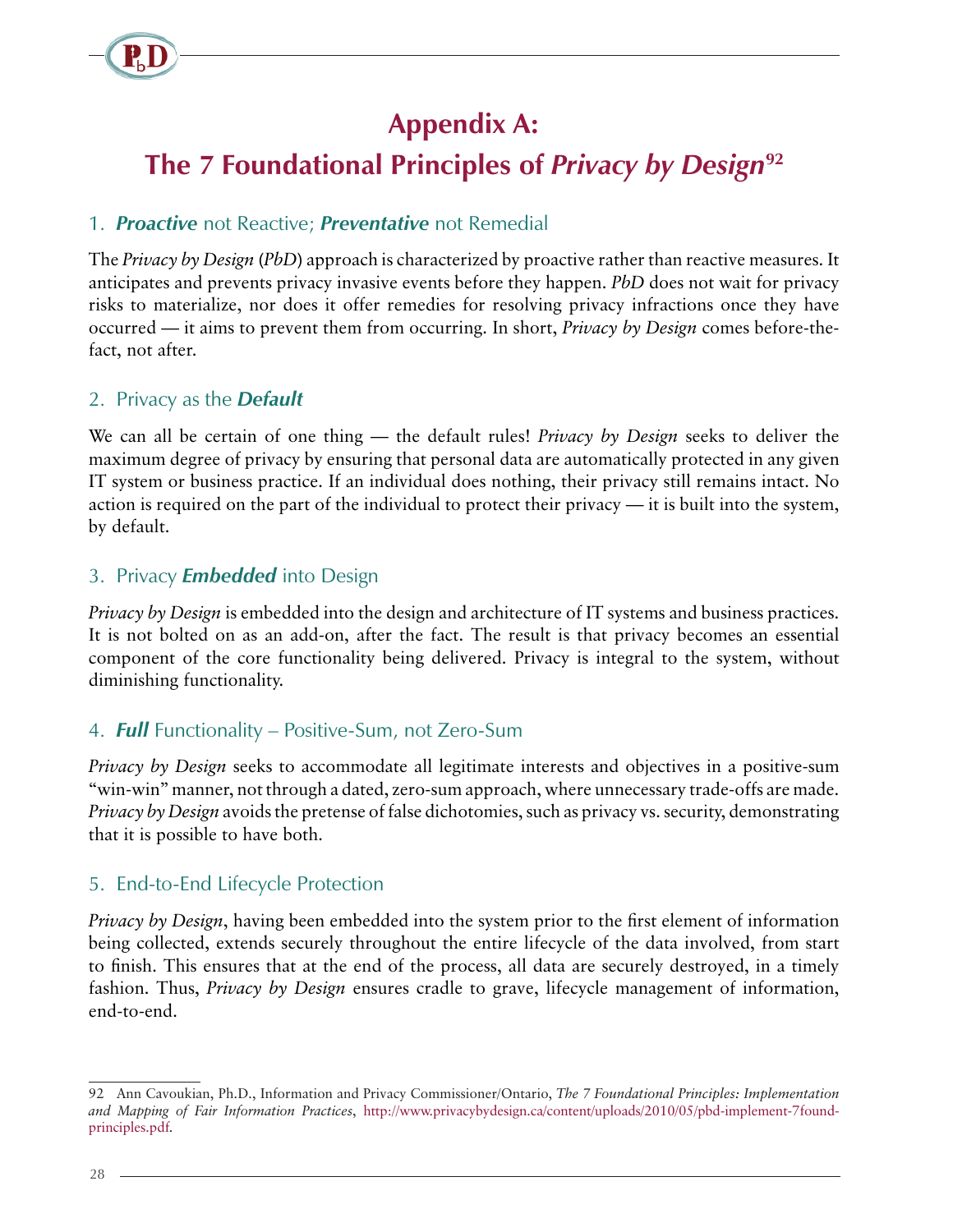# Appendix A: The 7 Foundational Principles of *Privacy by Design*[92]

## 1. ***Proactive*** not Reactive; ***Preventative*** not Remedial

The *Privacy by Design* (*PbD*) approach is characterized by proactive rather than reactive measures. It anticipates and prevents privacy invasive events before they happen. *PbD* does not wait for privacy risks to materialize, nor does it offer remedies for resolving privacy infractions once they have occurred — it aims to prevent them from occurring. In short, *Privacy by Design* comes before-the-fact, not after.

## 2. Privacy as the ***Default***

We can all be certain of one thing — the default rules! *Privacy by Design* seeks to deliver the maximum degree of privacy by ensuring that personal data are automatically protected in any given IT system or business practice. If an individual does nothing, their privacy still remains intact. No action is required on the part of the individual to protect their privacy — it is built into the system, by default.

## 3. Privacy ***Embedded*** into Design

*Privacy by Design* is embedded into the design and architecture of IT systems and business practices. It is not bolted on as an add-on, after the fact. The result is that privacy becomes an essential component of the core functionality being delivered. Privacy is integral to the system, without diminishing functionality.

## 4. ***Full*** Functionality – Positive-Sum, not Zero-Sum

*Privacy by Design* seeks to accommodate all legitimate interests and objectives in a positive-sum "win-win" manner, not through a dated, zero-sum approach, where unnecessary trade-offs are made. *Privacy by Design* avoids the pretense of false dichotomies, such as privacy vs. security, demonstrating that it is possible to have both.

## 5. End-to-End Lifecycle Protection

*Privacy by Design*, having been embedded into the system prior to the first element of information being collected, extends securely throughout the entire lifecycle of the data involved, from start to finish. This ensures that at the end of the process, all data are securely destroyed, in a timely fashion. Thus, *Privacy by Design* ensures cradle to grave, lifecycle management of information, end-to-end.

---

92 Ann Cavoukian, Ph.D., Information and Privacy Commissioner/Ontario, *The 7 Foundational Principles: Implementation and Mapping of Fair Information Practices*, http://www.privacybydesign.ca/content/uploads/2010/05/pbd-implement-7found-principles.pdf.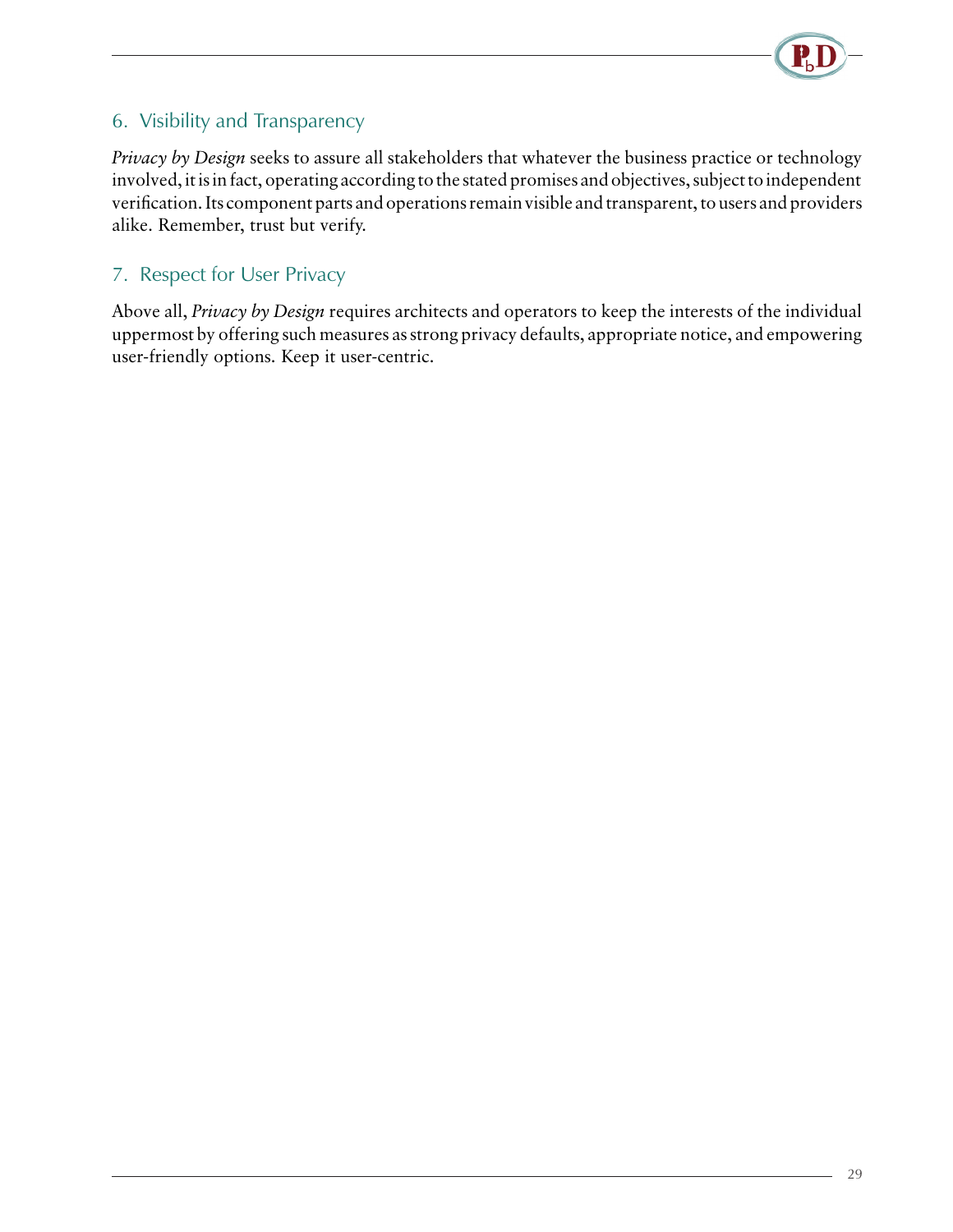## 6. Visibility and Transparency

*Privacy by Design* seeks to assure all stakeholders that whatever the business practice or technology involved, it is in fact, operating according to the stated promises and objectives, subject to independent verification. Its component parts and operations remain visible and transparent, to users and providers alike. Remember, trust but verify.

## 7. Respect for User Privacy

Above all, *Privacy by Design* requires architects and operators to keep the interests of the individual uppermost by offering such measures as strong privacy defaults, appropriate notice, and empowering user-friendly options. Keep it user-centric.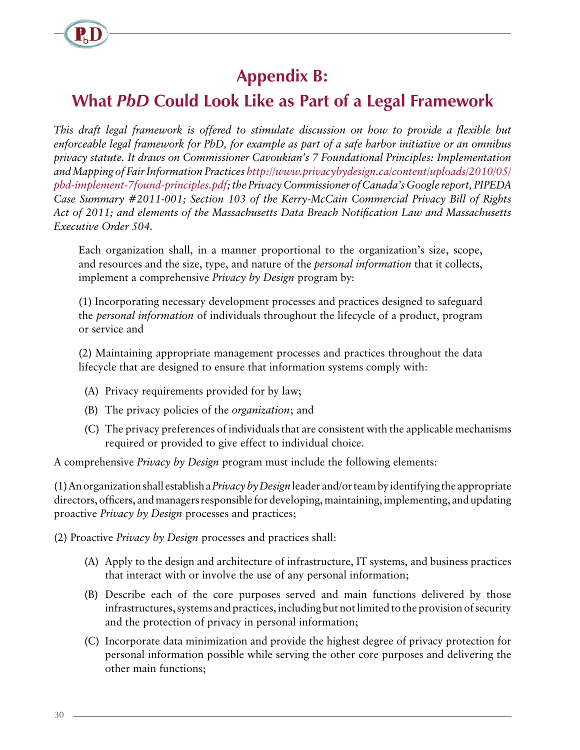# Appendix B:

# What *PbD* Could Look Like as Part of a Legal Framework

*This draft legal framework is offered to stimulate discussion on how to provide a flexible but enforceable legal framework for PbD, for example as part of a safe harbor initiative or an omnibus privacy statute. It draws on Commissioner Cavoukian's 7 Foundational Principles: Implementation and Mapping of Fair Information Practices http://www.privacybydesign.ca/content/uploads/2010/05/pbd-implement-7found-principles.pdf; the Privacy Commissioner of Canada's Google report, PIPEDA Case Summary #2011-001; Section 103 of the Kerry-McCain Commercial Privacy Bill of Rights Act of 2011; and elements of the Massachusetts Data Breach Notification Law and Massachusetts Executive Order 504.*

> Each organization shall, in a manner proportional to the organization's size, scope, and resources and the size, type, and nature of the *personal information* that it collects, implement a comprehensive *Privacy by Design* program by:
>
> (1) Incorporating necessary development processes and practices designed to safeguard the *personal information* of individuals throughout the lifecycle of a product, program or service and
>
> (2) Maintaining appropriate management processes and practices throughout the data lifecycle that are designed to ensure that information systems comply with:
>
> - (A) Privacy requirements provided for by law;
> - (B) The privacy policies of the *organization*; and
> - (C) The privacy preferences of individuals that are consistent with the applicable mechanisms required or provided to give effect to individual choice.

A comprehensive *Privacy by Design* program must include the following elements:

(1) An organization shall establish a *Privacy by Design* leader and/or team by identifying the appropriate directors, officers, and managers responsible for developing, maintaining, implementing, and updating proactive *Privacy by Design* processes and practices;

(2) Proactive *Privacy by Design* processes and practices shall:

- (A) Apply to the design and architecture of infrastructure, IT systems, and business practices that interact with or involve the use of any personal information;
- (B) Describe each of the core purposes served and main functions delivered by those infrastructures, systems and practices, including but not limited to the provision of security and the protection of privacy in personal information;
- (C) Incorporate data minimization and provide the highest degree of privacy protection for personal information possible while serving the other core purposes and delivering the other main functions;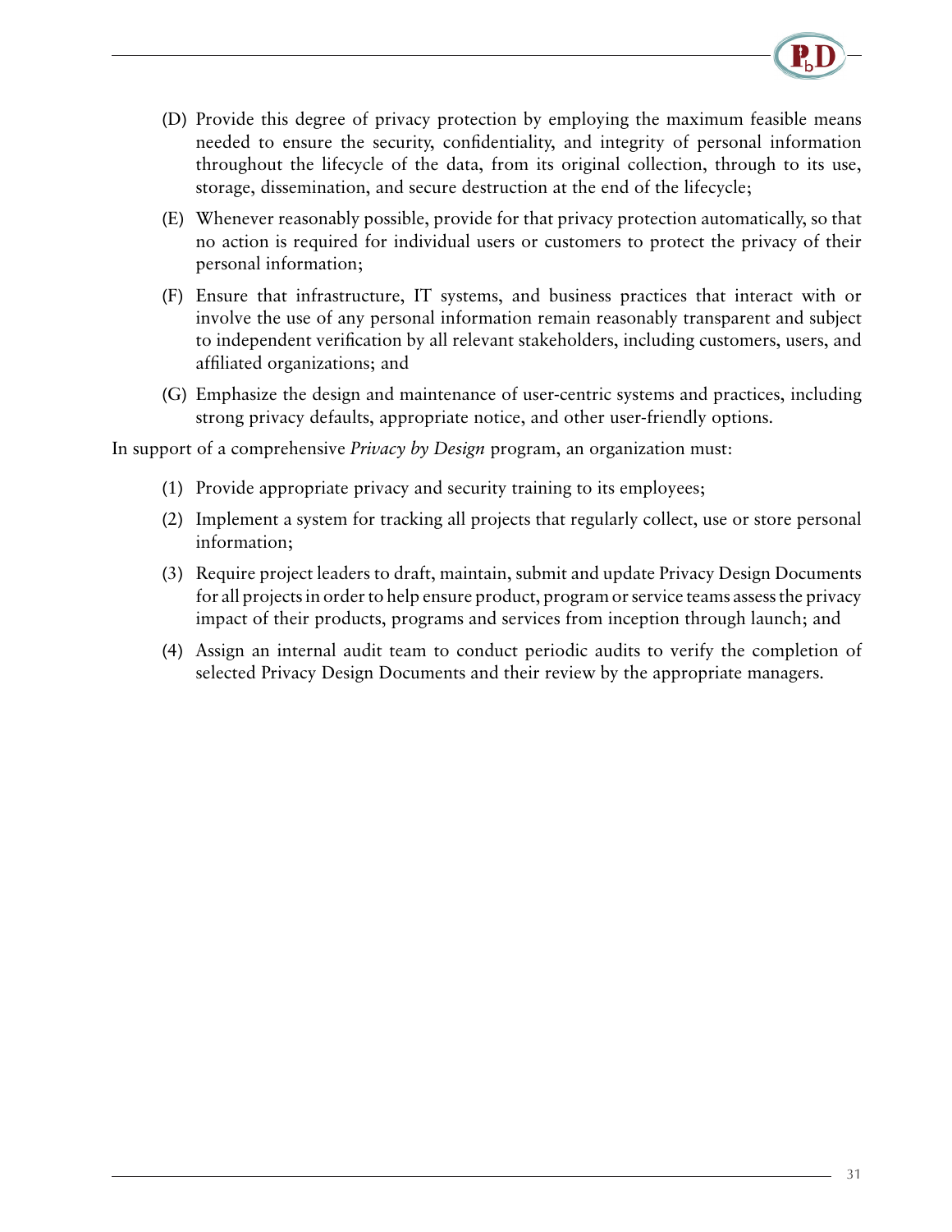(D) Provide this degree of privacy protection by employing the maximum feasible means needed to ensure the security, confidentiality, and integrity of personal information throughout the lifecycle of the data, from its original collection, through to its use, storage, dissemination, and secure destruction at the end of the lifecycle;

(E) Whenever reasonably possible, provide for that privacy protection automatically, so that no action is required for individual users or customers to protect the privacy of their personal information;

(F) Ensure that infrastructure, IT systems, and business practices that interact with or involve the use of any personal information remain reasonably transparent and subject to independent verification by all relevant stakeholders, including customers, users, and affiliated organizations; and

(G) Emphasize the design and maintenance of user-centric systems and practices, including strong privacy defaults, appropriate notice, and other user-friendly options.

In support of a comprehensive *Privacy by Design* program, an organization must:

(1) Provide appropriate privacy and security training to its employees;

(2) Implement a system for tracking all projects that regularly collect, use or store personal information;

(3) Require project leaders to draft, maintain, submit and update Privacy Design Documents for all projects in order to help ensure product, program or service teams assess the privacy impact of their products, programs and services from inception through launch; and

(4) Assign an internal audit team to conduct periodic audits to verify the completion of selected Privacy Design Documents and their review by the appropriate managers.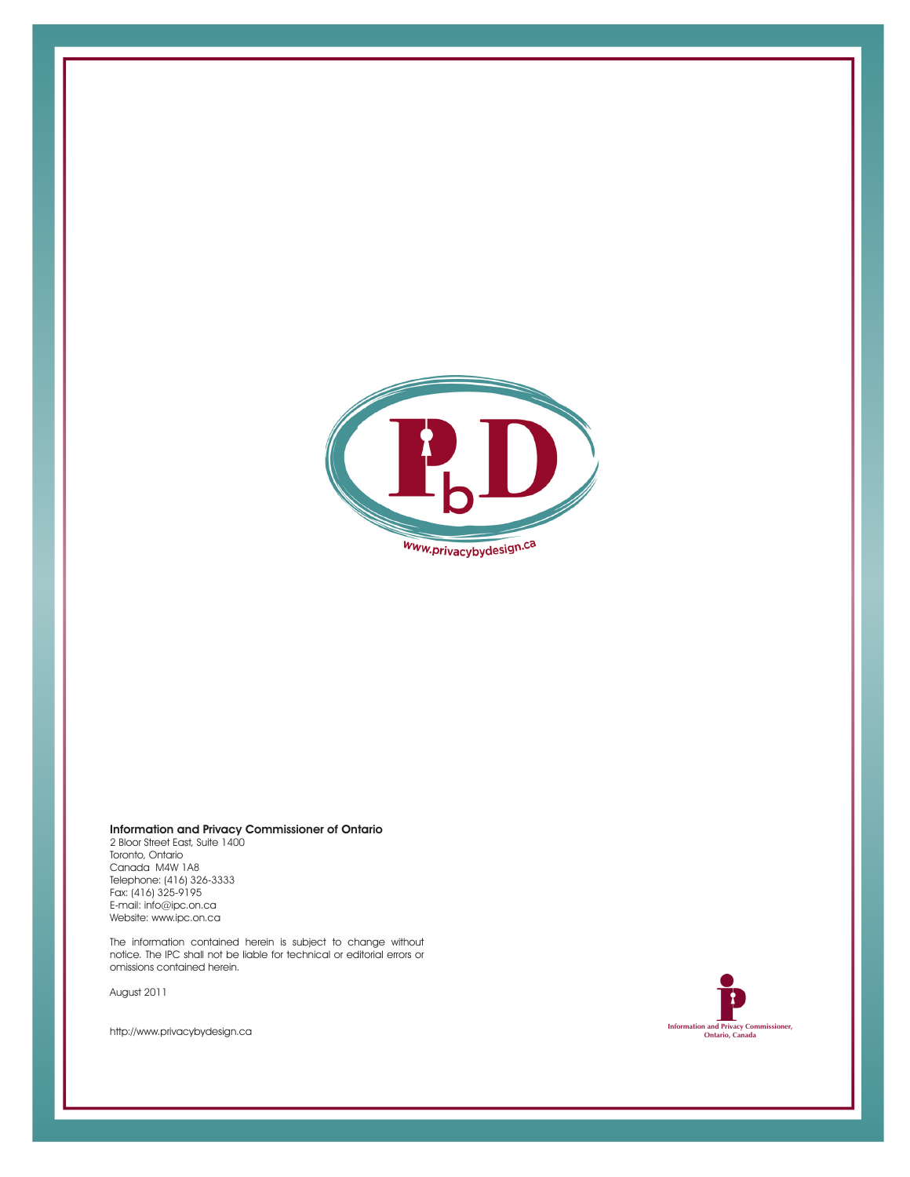www.privacybydesign.ca

**Information and Privacy Commissioner of Ontario**
2 Bloor Street East, Suite 1400
Toronto, Ontario
Canada M4W 1A8
Telephone: (416) 326-3333
Fax: (416) 325-9195
E-mail: info@ipc.on.ca
Website: www.ipc.on.ca

The information contained herein is subject to change without notice. The IPC shall not be liable for technical or editorial errors or omissions contained herein.

August 2011

http://www.privacybydesign.ca

Information and Privacy Commissioner,
Ontario, Canada